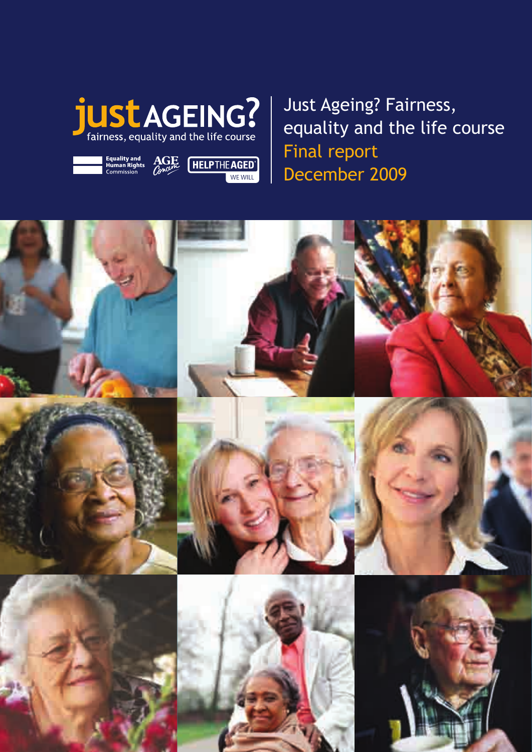# just AGEING?

fairness, equality and the life course

Equality and Human Rights Commission

AGE Concern

HELP THE AGED WE WILL

# Just Ageing? Fairness, equality and the life course

## Final report

## December 2009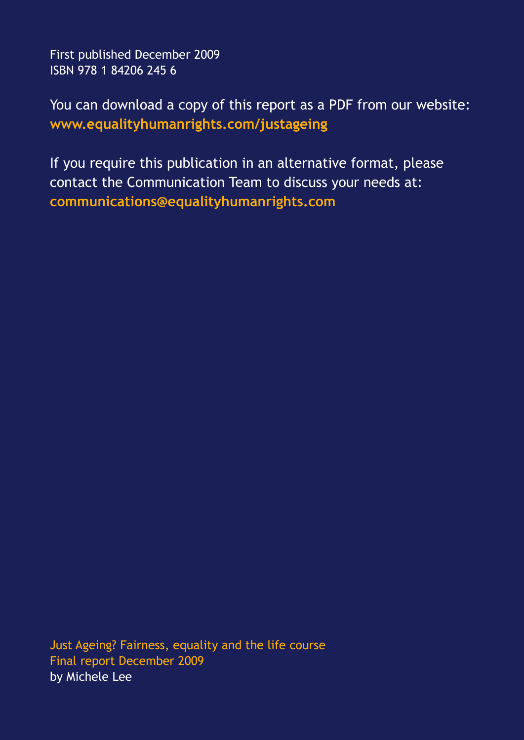First published December 2009
ISBN 978 1 84206 245 6

You can download a copy of this report as a PDF from our website:
**www.equalityhumanrights.com/justageing**

If you require this publication in an alternative format, please contact the Communication Team to discuss your needs at:
**communications@equalityhumanrights.com**

Just Ageing? Fairness, equality and the life course
Final report December 2009
by Michele Lee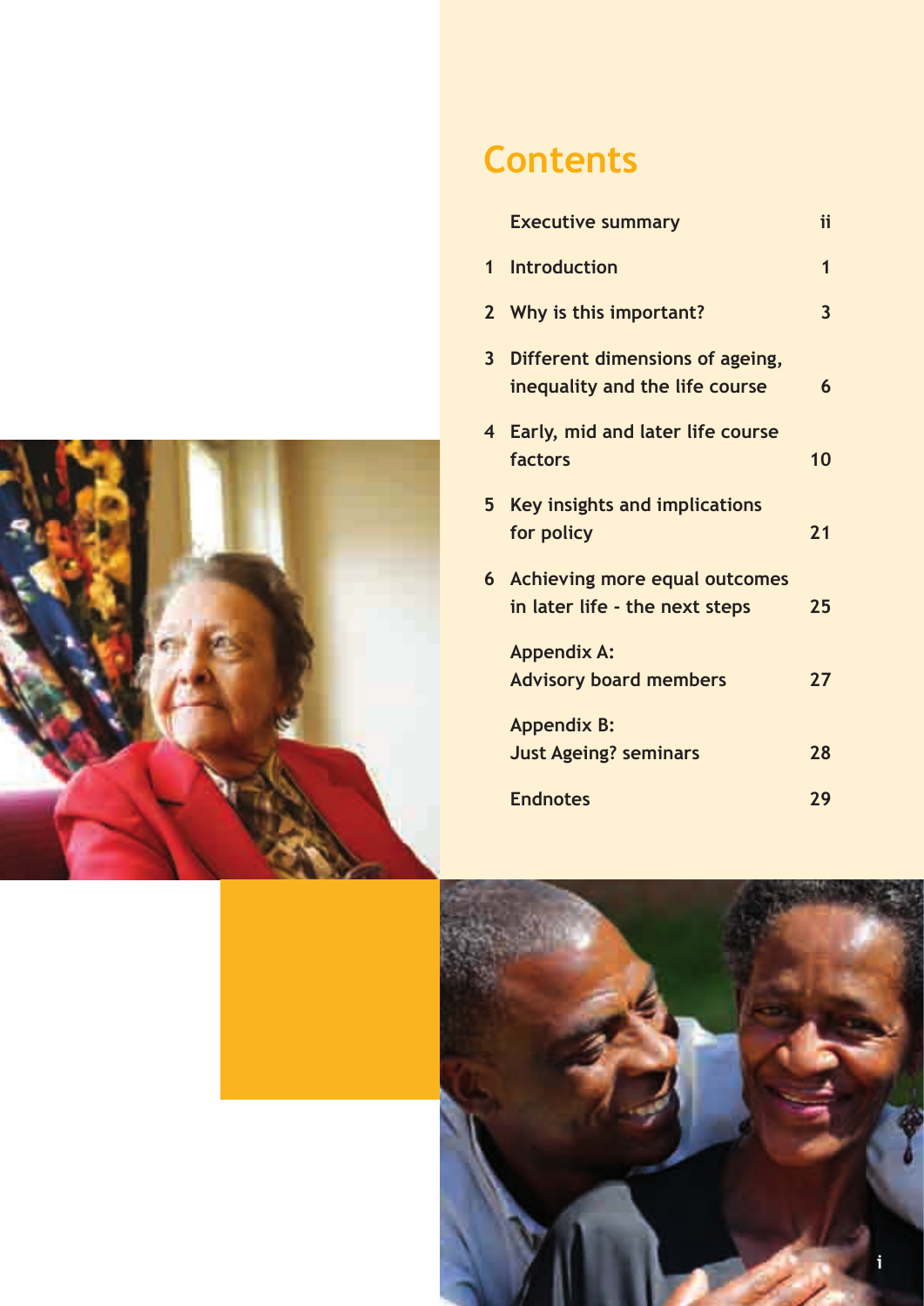# Contents

| | | |
|---|---|---|
| | Executive summary | ii |
| 1 | Introduction | 1 |
| 2 | Why is this important? | 3 |
| 3 | Different dimensions of ageing, inequality and the life course | 6 |
| 4 | Early, mid and later life course factors | 10 |
| 5 | Key insights and implications for policy | 21 |
| 6 | Achieving more equal outcomes in later life - the next steps | 25 |
| | Appendix A: Advisory board members | 27 |
| | Appendix B: Just Ageing? seminars | 28 |
| | Endnotes | 29 |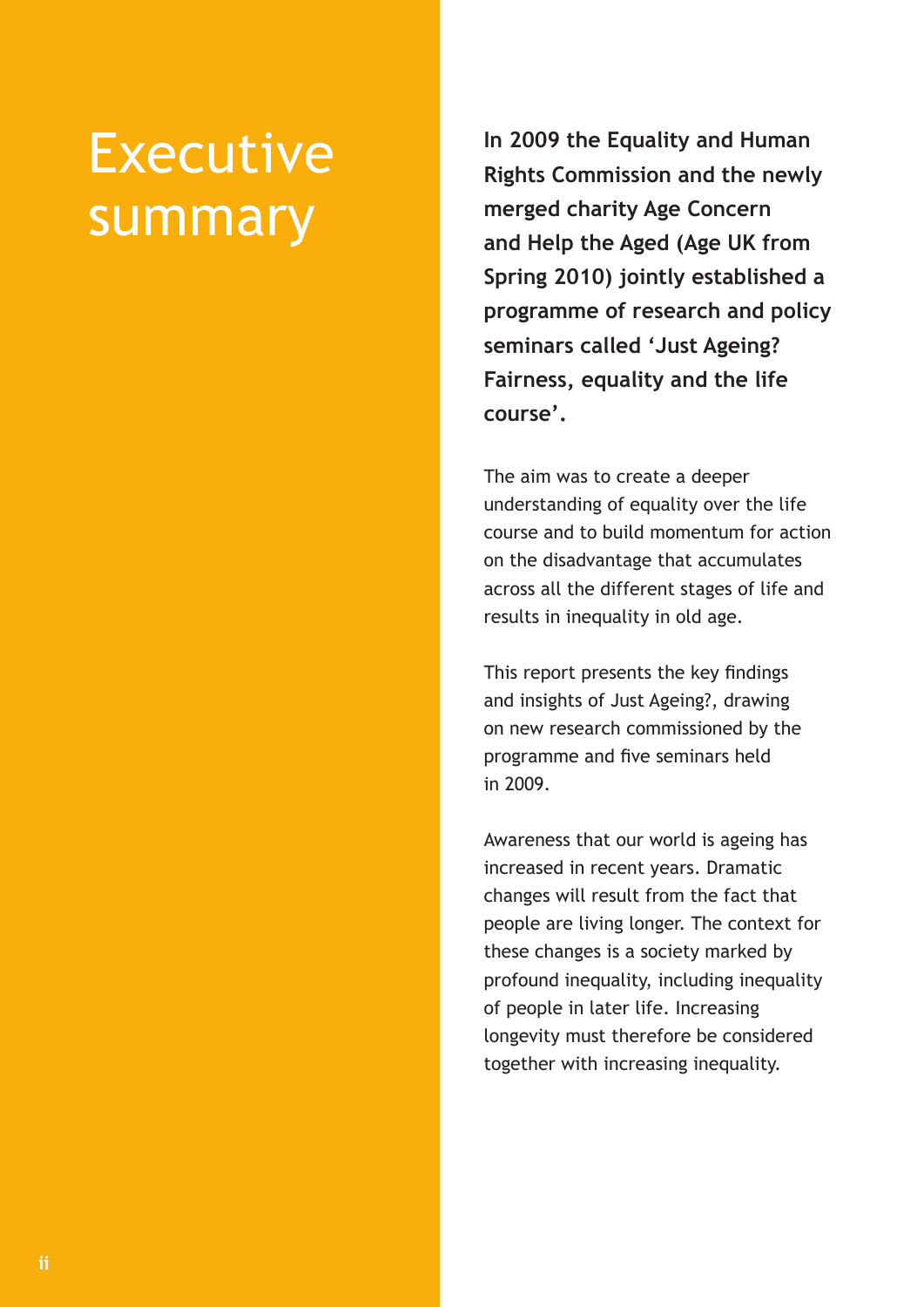# Executive summary

**In 2009 the Equality and Human Rights Commission and the newly merged charity Age Concern and Help the Aged (Age UK from Spring 2010) jointly established a programme of research and policy seminars called 'Just Ageing? Fairness, equality and the life course'.**

The aim was to create a deeper understanding of equality over the life course and to build momentum for action on the disadvantage that accumulates across all the different stages of life and results in inequality in old age.

This report presents the key findings and insights of Just Ageing?, drawing on new research commissioned by the programme and five seminars held in 2009.

Awareness that our world is ageing has increased in recent years. Dramatic changes will result from the fact that people are living longer. The context for these changes is a society marked by profound inequality, including inequality of people in later life. Increasing longevity must therefore be considered together with increasing inequality.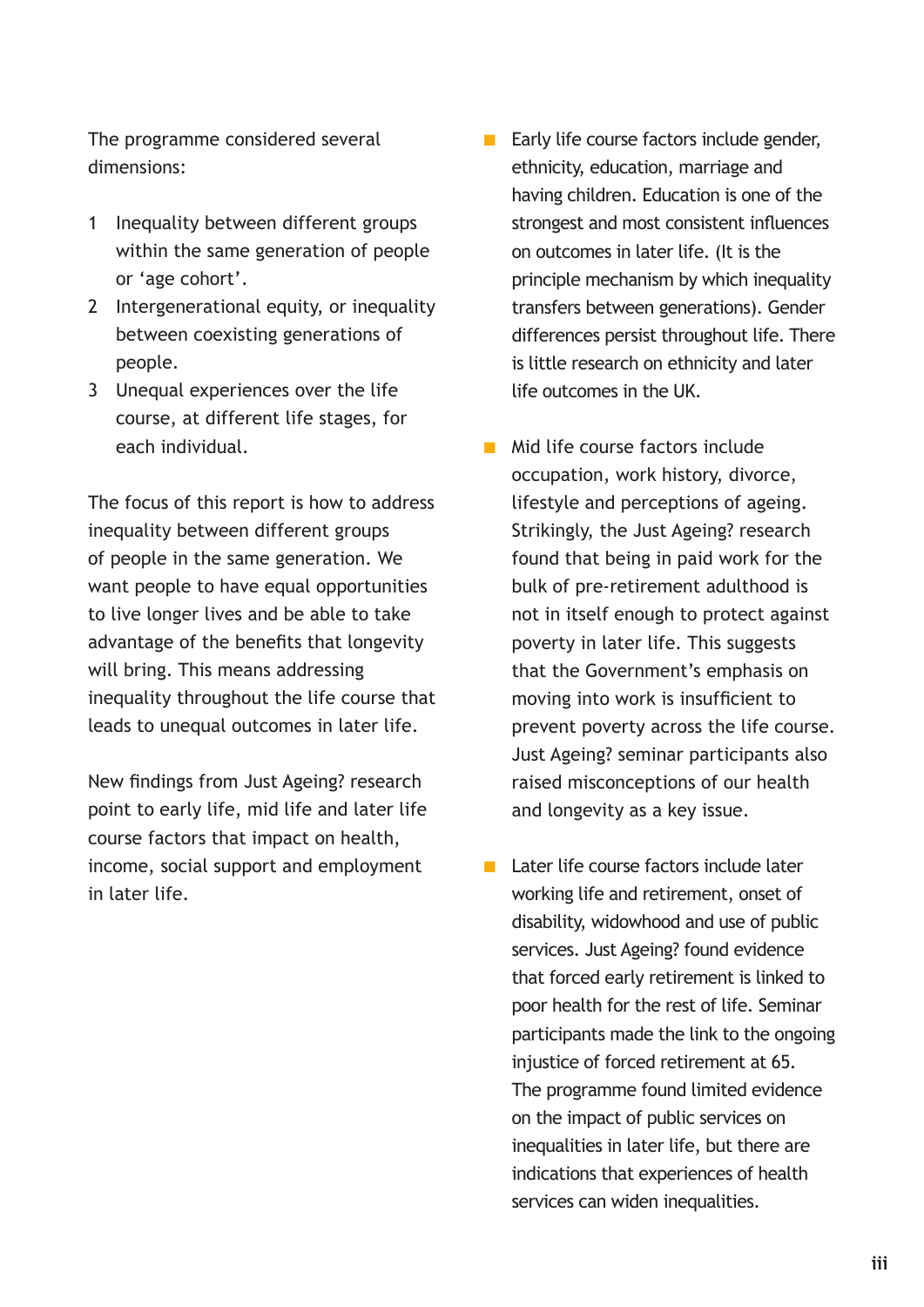The programme considered several dimensions:

1. Inequality between different groups within the same generation of people or 'age cohort'.
2. Intergenerational equity, or inequality between coexisting generations of people.
3. Unequal experiences over the life course, at different life stages, for each individual.

The focus of this report is how to address inequality between different groups of people in the same generation. We want people to have equal opportunities to live longer lives and be able to take advantage of the benefits that longevity will bring. This means addressing inequality throughout the life course that leads to unequal outcomes in later life.

New findings from Just Ageing? research point to early life, mid life and later life course factors that impact on health, income, social support and employment in later life.

- Early life course factors include gender, ethnicity, education, marriage and having children. Education is one of the strongest and most consistent influences on outcomes in later life. (It is the principle mechanism by which inequality transfers between generations). Gender differences persist throughout life. There is little research on ethnicity and later life outcomes in the UK.

- Mid life course factors include occupation, work history, divorce, lifestyle and perceptions of ageing. Strikingly, the Just Ageing? research found that being in paid work for the bulk of pre-retirement adulthood is not in itself enough to protect against poverty in later life. This suggests that the Government's emphasis on moving into work is insufficient to prevent poverty across the life course. Just Ageing? seminar participants also raised misconceptions of our health and longevity as a key issue.

- Later life course factors include later working life and retirement, onset of disability, widowhood and use of public services. Just Ageing? found evidence that forced early retirement is linked to poor health for the rest of life. Seminar participants made the link to the ongoing injustice of forced retirement at 65. The programme found limited evidence on the impact of public services on inequalities in later life, but there are indications that experiences of health services can widen inequalities.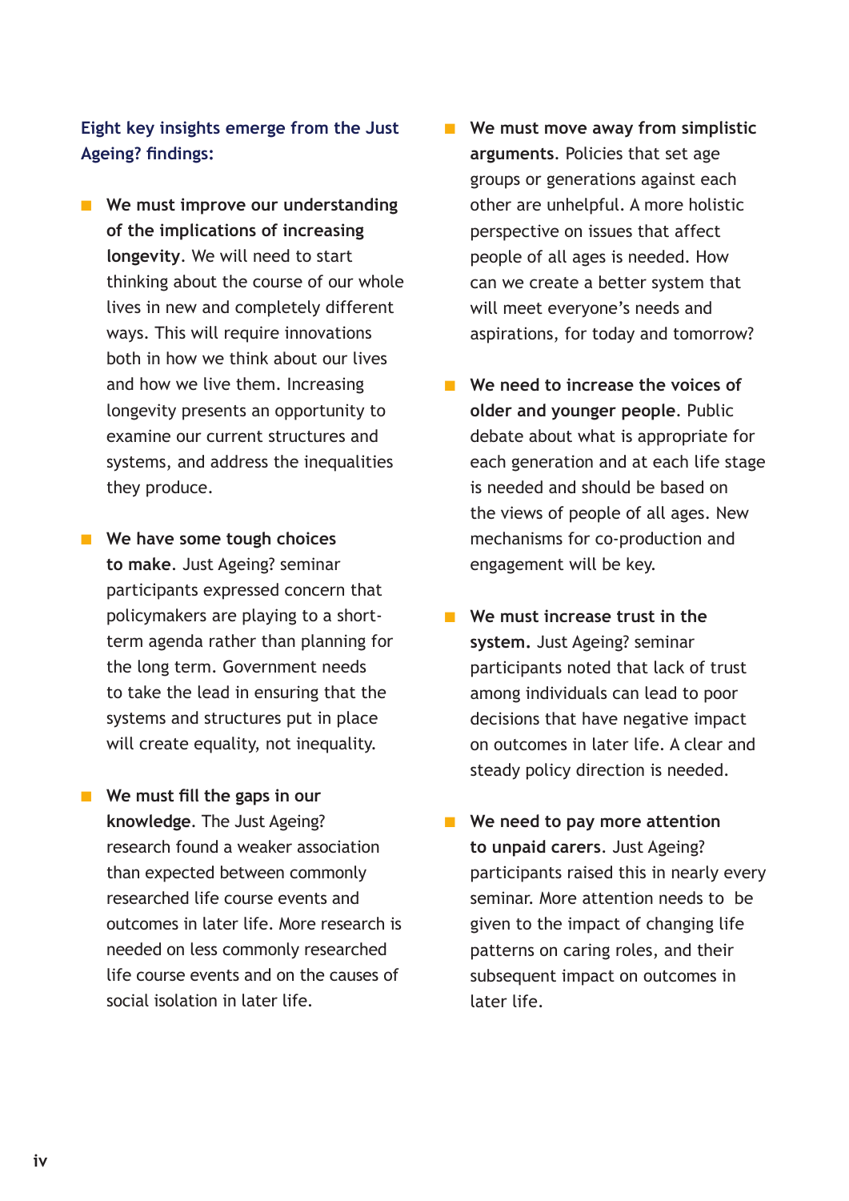**Eight key insights emerge from the Just Ageing? findings:**

- **We must improve our understanding of the implications of increasing longevity**. We will need to start thinking about the course of our whole lives in new and completely different ways. This will require innovations both in how we think about our lives and how we live them. Increasing longevity presents an opportunity to examine our current structures and systems, and address the inequalities they produce.

- **We have some tough choices to make**. Just Ageing? seminar participants expressed concern that policymakers are playing to a short-term agenda rather than planning for the long term. Government needs to take the lead in ensuring that the systems and structures put in place will create equality, not inequality.

- **We must fill the gaps in our knowledge**. The Just Ageing? research found a weaker association than expected between commonly researched life course events and outcomes in later life. More research is needed on less commonly researched life course events and on the causes of social isolation in later life.

- **We must move away from simplistic arguments**. Policies that set age groups or generations against each other are unhelpful. A more holistic perspective on issues that affect people of all ages is needed. How can we create a better system that will meet everyone's needs and aspirations, for today and tomorrow?

- **We need to increase the voices of older and younger people**. Public debate about what is appropriate for each generation and at each life stage is needed and should be based on the views of people of all ages. New mechanisms for co-production and engagement will be key.

- **We must increase trust in the system.** Just Ageing? seminar participants noted that lack of trust among individuals can lead to poor decisions that have negative impact on outcomes in later life. A clear and steady policy direction is needed.

- **We need to pay more attention to unpaid carers**. Just Ageing? participants raised this in nearly every seminar. More attention needs to be given to the impact of changing life patterns on caring roles, and their subsequent impact on outcomes in later life.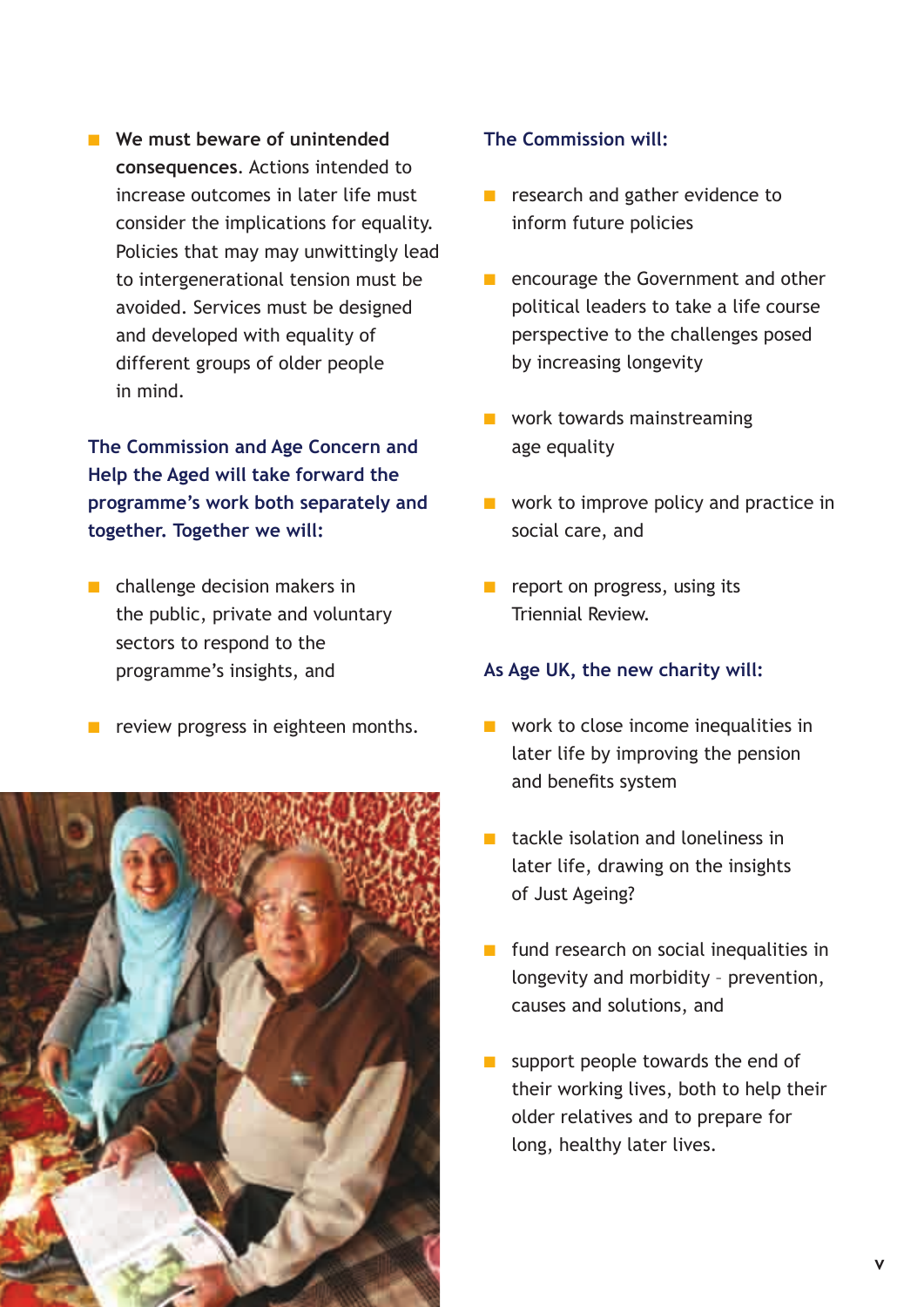- **We must beware of unintended consequences**. Actions intended to increase outcomes in later life must consider the implications for equality. Policies that may may unwittingly lead to intergenerational tension must be avoided. Services must be designed and developed with equality of different groups of older people in mind.

**The Commission and Age Concern and Help the Aged will take forward the programme's work both separately and together. Together we will:**

- challenge decision makers in the public, private and voluntary sectors to respond to the programme's insights, and
- review progress in eighteen months.

**The Commission will:**

- research and gather evidence to inform future policies
- encourage the Government and other political leaders to take a life course perspective to the challenges posed by increasing longevity
- work towards mainstreaming age equality
- work to improve policy and practice in social care, and
- report on progress, using its Triennial Review.

**As Age UK, the new charity will:**

- work to close income inequalities in later life by improving the pension and benefits system
- tackle isolation and loneliness in later life, drawing on the insights of Just Ageing?
- fund research on social inequalities in longevity and morbidity – prevention, causes and solutions, and
- support people towards the end of their working lives, both to help their older relatives and to prepare for long, healthy later lives.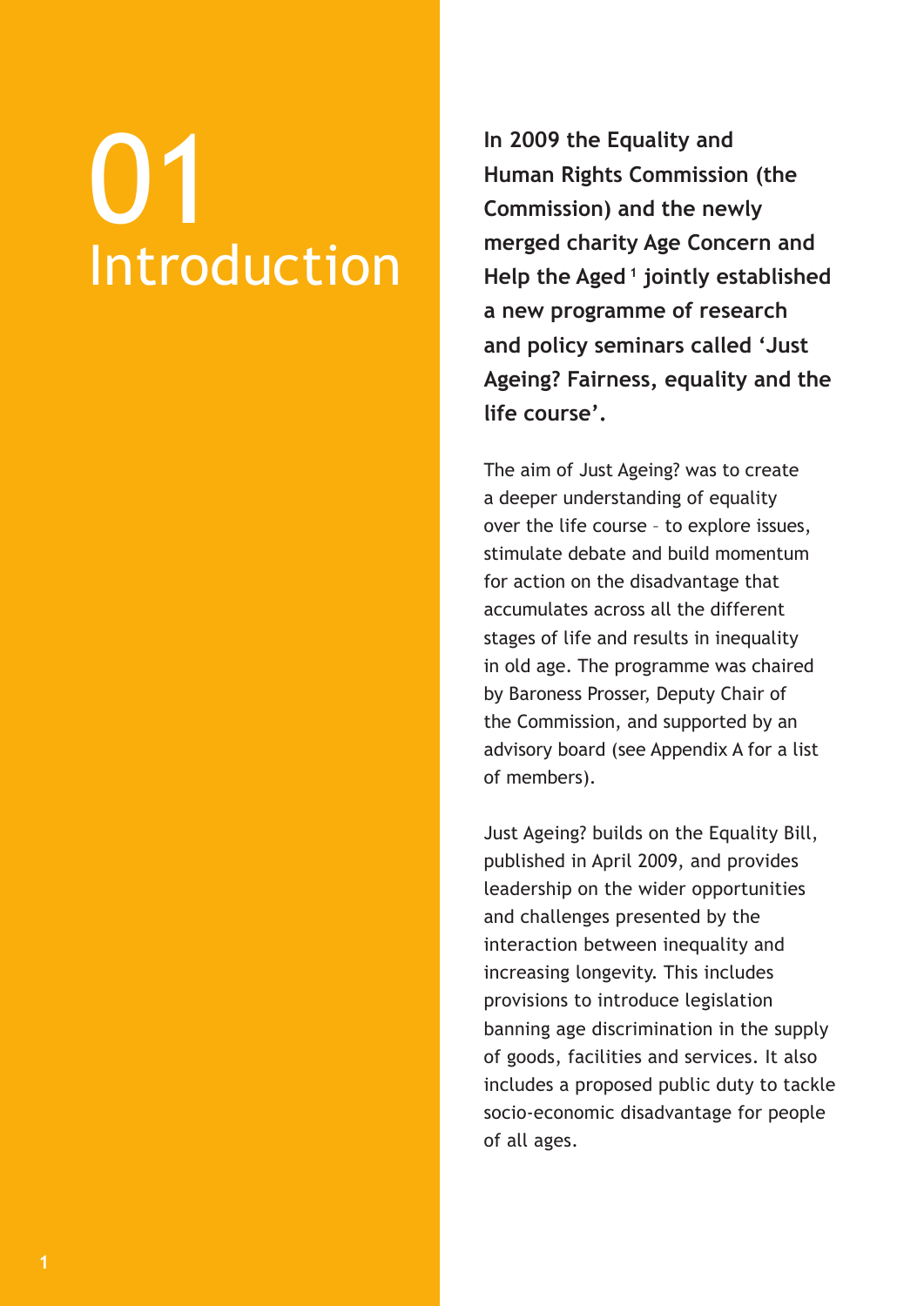# 01 Introduction

**In 2009 the Equality and Human Rights Commission (the Commission) and the newly merged charity Age Concern and Help the Aged [1] jointly established a new programme of research and policy seminars called 'Just Ageing? Fairness, equality and the life course'.**

The aim of Just Ageing? was to create a deeper understanding of equality over the life course – to explore issues, stimulate debate and build momentum for action on the disadvantage that accumulates across all the different stages of life and results in inequality in old age. The programme was chaired by Baroness Prosser, Deputy Chair of the Commission, and supported by an advisory board (see Appendix A for a list of members).

Just Ageing? builds on the Equality Bill, published in April 2009, and provides leadership on the wider opportunities and challenges presented by the interaction between inequality and increasing longevity. This includes provisions to introduce legislation banning age discrimination in the supply of goods, facilities and services. It also includes a proposed public duty to tackle socio-economic disadvantage for people of all ages.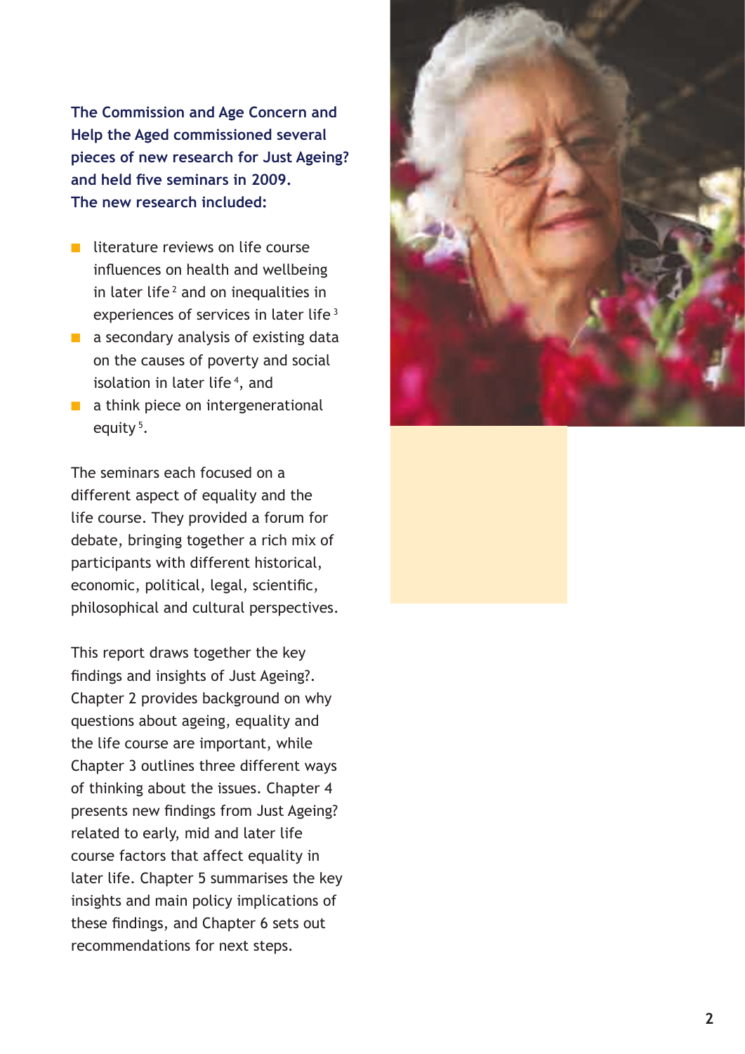**The Commission and Age Concern and Help the Aged commissioned several pieces of new research for Just Ageing? and held five seminars in 2009. The new research included:**

- literature reviews on life course influences on health and wellbeing in later life [2] and on inequalities in experiences of services in later life [3]
- a secondary analysis of existing data on the causes of poverty and social isolation in later life [4], and
- a think piece on intergenerational equity [5].

The seminars each focused on a different aspect of equality and the life course. They provided a forum for debate, bringing together a rich mix of participants with different historical, economic, political, legal, scientific, philosophical and cultural perspectives.

This report draws together the key findings and insights of Just Ageing?. Chapter 2 provides background on why questions about ageing, equality and the life course are important, while Chapter 3 outlines three different ways of thinking about the issues. Chapter 4 presents new findings from Just Ageing? related to early, mid and later life course factors that affect equality in later life. Chapter 5 summarises the key insights and main policy implications of these findings, and Chapter 6 sets out recommendations for next steps.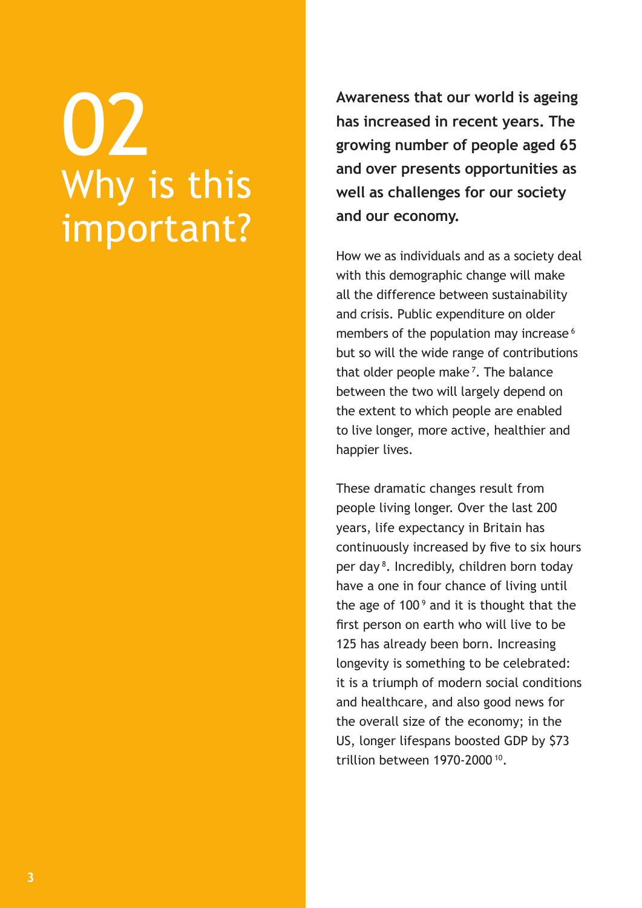# 02 Why is this important?

**Awareness that our world is ageing has increased in recent years. The growing number of people aged 65 and over presents opportunities as well as challenges for our society and our economy.**

How we as individuals and as a society deal with this demographic change will make all the difference between sustainability and crisis. Public expenditure on older members of the population may increase [6] but so will the wide range of contributions that older people make [7]. The balance between the two will largely depend on the extent to which people are enabled to live longer, more active, healthier and happier lives.

These dramatic changes result from people living longer. Over the last 200 years, life expectancy in Britain has continuously increased by five to six hours per day [8]. Incredibly, children born today have a one in four chance of living until the age of 100 [9] and it is thought that the first person on earth who will live to be 125 has already been born. Increasing longevity is something to be celebrated: it is a triumph of modern social conditions and healthcare, and also good news for the overall size of the economy; in the US, longer lifespans boosted GDP by $73 trillion between 1970-2000 [10].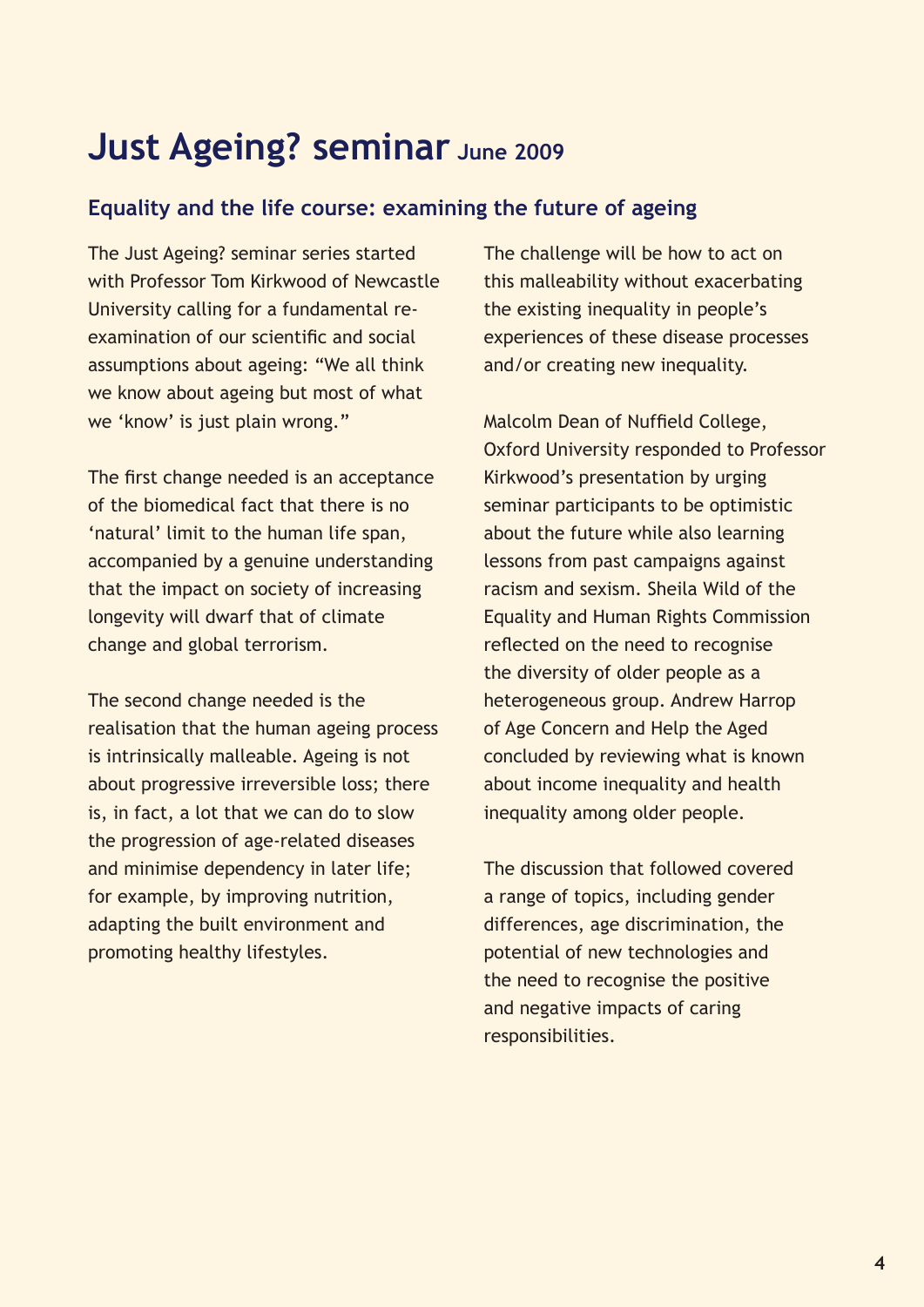# Just Ageing? seminar June 2009

## Equality and the life course: examining the future of ageing

The Just Ageing? seminar series started with Professor Tom Kirkwood of Newcastle University calling for a fundamental re-examination of our scientific and social assumptions about ageing: "We all think we know about ageing but most of what we 'know' is just plain wrong."

The first change needed is an acceptance of the biomedical fact that there is no 'natural' limit to the human life span, accompanied by a genuine understanding that the impact on society of increasing longevity will dwarf that of climate change and global terrorism.

The second change needed is the realisation that the human ageing process is intrinsically malleable. Ageing is not about progressive irreversible loss; there is, in fact, a lot that we can do to slow the progression of age-related diseases and minimise dependency in later life; for example, by improving nutrition, adapting the built environment and promoting healthy lifestyles.

The challenge will be how to act on this malleability without exacerbating the existing inequality in people's experiences of these disease processes and/or creating new inequality.

Malcolm Dean of Nuffield College, Oxford University responded to Professor Kirkwood's presentation by urging seminar participants to be optimistic about the future while also learning lessons from past campaigns against racism and sexism. Sheila Wild of the Equality and Human Rights Commission reflected on the need to recognise the diversity of older people as a heterogeneous group. Andrew Harrop of Age Concern and Help the Aged concluded by reviewing what is known about income inequality and health inequality among older people.

The discussion that followed covered a range of topics, including gender differences, age discrimination, the potential of new technologies and the need to recognise the positive and negative impacts of caring responsibilities.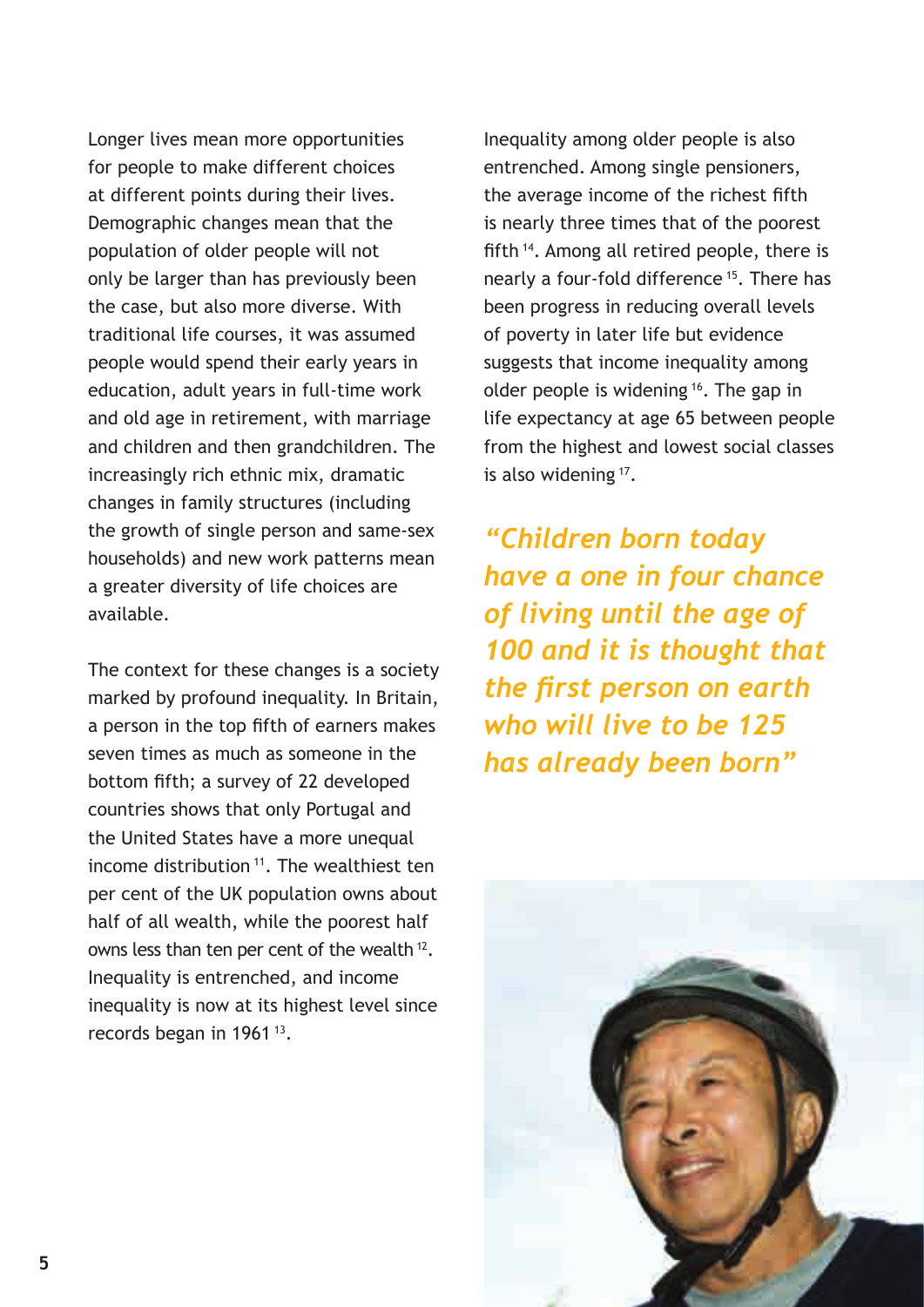Longer lives mean more opportunities for people to make different choices at different points during their lives. Demographic changes mean that the population of older people will not only be larger than has previously been the case, but also more diverse. With traditional life courses, it was assumed people would spend their early years in education, adult years in full-time work and old age in retirement, with marriage and children and then grandchildren. The increasingly rich ethnic mix, dramatic changes in family structures (including the growth of single person and same-sex households) and new work patterns mean a greater diversity of life choices are available.

The context for these changes is a society marked by profound inequality. In Britain, a person in the top fifth of earners makes seven times as much as someone in the bottom fifth; a survey of 22 developed countries shows that only Portugal and the United States have a more unequal income distribution [11]. The wealthiest ten per cent of the UK population owns about half of all wealth, while the poorest half owns less than ten per cent of the wealth [12]. Inequality is entrenched, and income inequality is now at its highest level since records began in 1961 [13].

Inequality among older people is also entrenched. Among single pensioners, the average income of the richest fifth is nearly three times that of the poorest fifth [14]. Among all retired people, there is nearly a four-fold difference [15]. There has been progress in reducing overall levels of poverty in later life but evidence suggests that income inequality among older people is widening [16]. The gap in life expectancy at age 65 between people from the highest and lowest social classes is also widening [17].

***"Children born today have a one in four chance of living until the age of 100 and it is thought that the first person on earth who will live to be 125 has already been born"***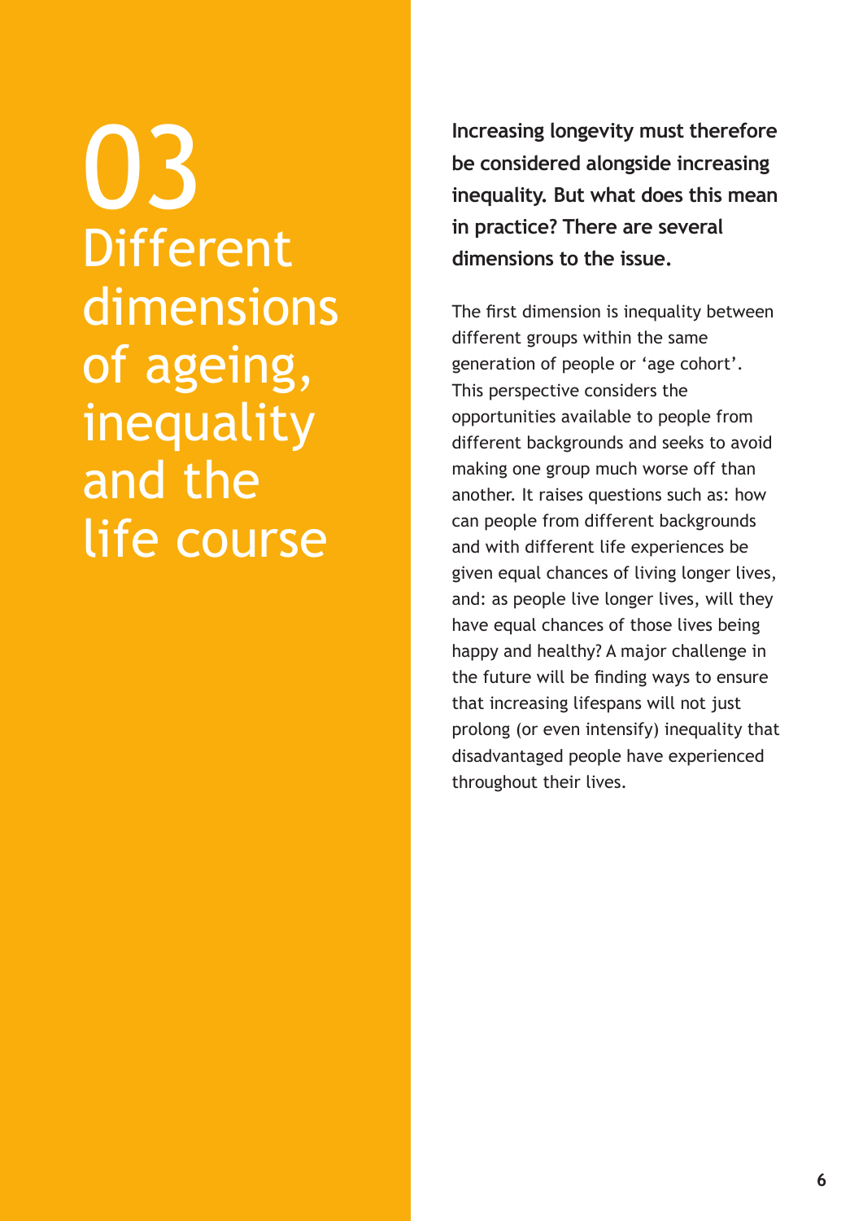# 03 Different dimensions of ageing, inequality and the life course

**Increasing longevity must therefore be considered alongside increasing inequality. But what does this mean in practice? There are several dimensions to the issue.**

The first dimension is inequality between different groups within the same generation of people or 'age cohort'. This perspective considers the opportunities available to people from different backgrounds and seeks to avoid making one group much worse off than another. It raises questions such as: how can people from different backgrounds and with different life experiences be given equal chances of living longer lives, and: as people live longer lives, will they have equal chances of those lives being happy and healthy? A major challenge in the future will be finding ways to ensure that increasing lifespans will not just prolong (or even intensify) inequality that disadvantaged people have experienced throughout their lives.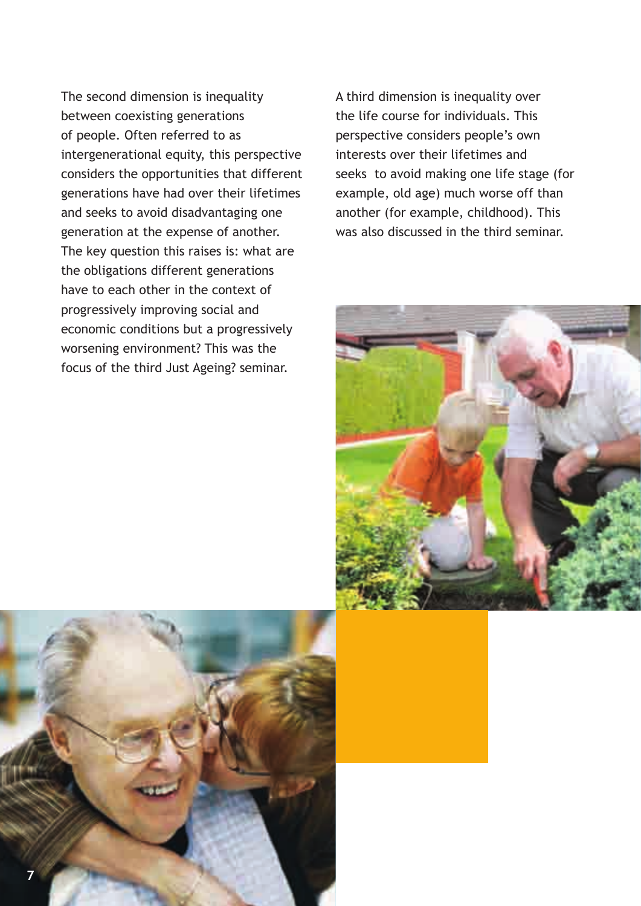The second dimension is inequality between coexisting generations of people. Often referred to as intergenerational equity, this perspective considers the opportunities that different generations have had over their lifetimes and seeks to avoid disadvantaging one generation at the expense of another. The key question this raises is: what are the obligations different generations have to each other in the context of progressively improving social and economic conditions but a progressively worsening environment? This was the focus of the third Just Ageing? seminar.

A third dimension is inequality over the life course for individuals. This perspective considers people's own interests over their lifetimes and seeks to avoid making one life stage (for example, old age) much worse off than another (for example, childhood). This was also discussed in the third seminar.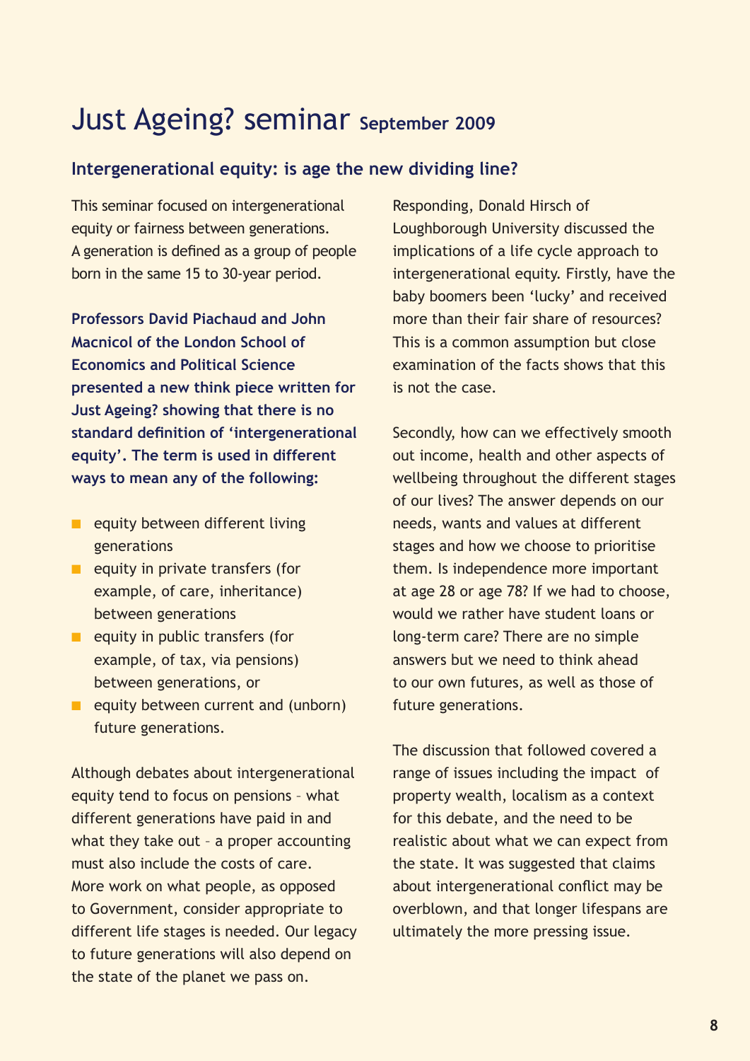# Just Ageing? seminar September 2009

## Intergenerational equity: is age the new dividing line?

This seminar focused on intergenerational equity or fairness between generations. A generation is defined as a group of people born in the same 15 to 30-year period.

**Professors David Piachaud and John Macnicol of the London School of Economics and Political Science presented a new think piece written for Just Ageing? showing that there is no standard definition of 'intergenerational equity'. The term is used in different ways to mean any of the following:**

- equity between different living generations
- equity in private transfers (for example, of care, inheritance) between generations
- equity in public transfers (for example, of tax, via pensions) between generations, or
- equity between current and (unborn) future generations.

Although debates about intergenerational equity tend to focus on pensions – what different generations have paid in and what they take out – a proper accounting must also include the costs of care. More work on what people, as opposed to Government, consider appropriate to different life stages is needed. Our legacy to future generations will also depend on the state of the planet we pass on.

Responding, Donald Hirsch of Loughborough University discussed the implications of a life cycle approach to intergenerational equity. Firstly, have the baby boomers been 'lucky' and received more than their fair share of resources? This is a common assumption but close examination of the facts shows that this is not the case.

Secondly, how can we effectively smooth out income, health and other aspects of wellbeing throughout the different stages of our lives? The answer depends on our needs, wants and values at different stages and how we choose to prioritise them. Is independence more important at age 28 or age 78? If we had to choose, would we rather have student loans or long-term care? There are no simple answers but we need to think ahead to our own futures, as well as those of future generations.

The discussion that followed covered a range of issues including the impact of property wealth, localism as a context for this debate, and the need to be realistic about what we can expect from the state. It was suggested that claims about intergenerational conflict may be overblown, and that longer lifespans are ultimately the more pressing issue.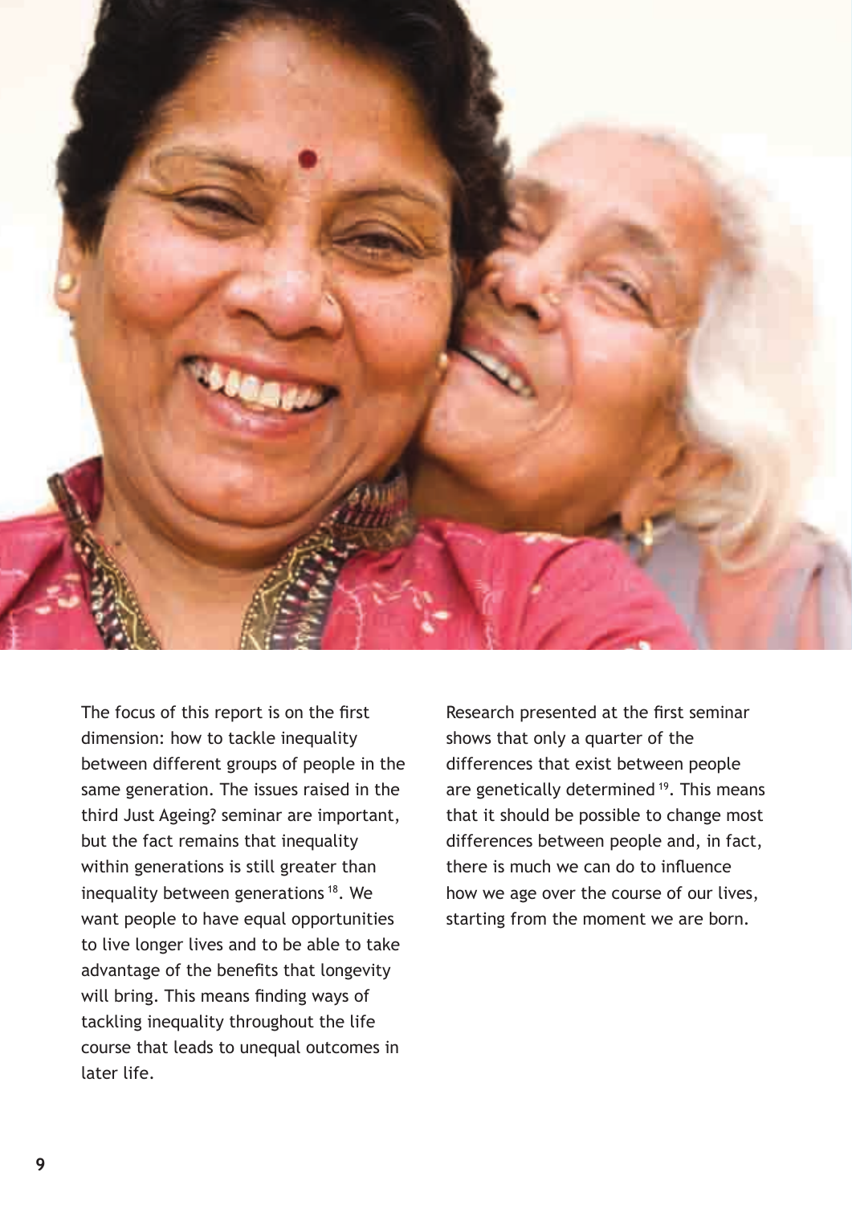The focus of this report is on the first dimension: how to tackle inequality between different groups of people in the same generation. The issues raised in the third Just Ageing? seminar are important, but the fact remains that inequality within generations is still greater than inequality between generations [18]. We want people to have equal opportunities to live longer lives and to be able to take advantage of the benefits that longevity will bring. This means finding ways of tackling inequality throughout the life course that leads to unequal outcomes in later life.

Research presented at the first seminar shows that only a quarter of the differences that exist between people are genetically determined [19]. This means that it should be possible to change most differences between people and, in fact, there is much we can do to influence how we age over the course of our lives, starting from the moment we are born.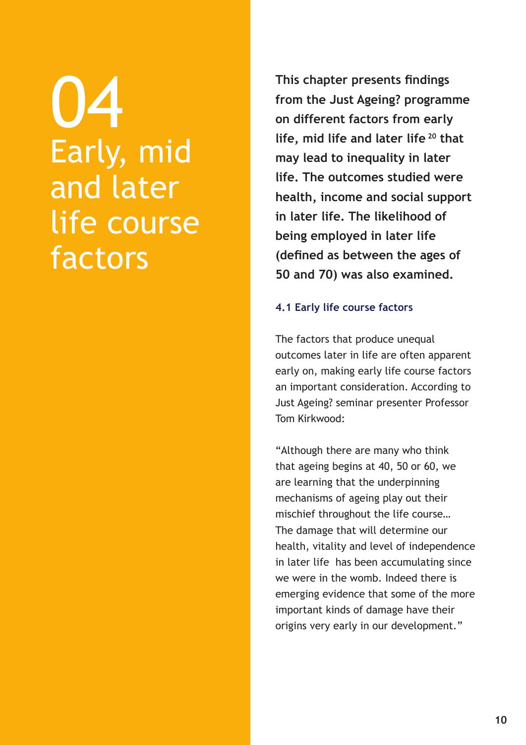# 04 Early, mid and later life course factors

**This chapter presents findings from the Just Ageing? programme on different factors from early life, mid life and later life [20] that may lead to inequality in later life. The outcomes studied were health, income and social support in later life. The likelihood of being employed in later life (defined as between the ages of 50 and 70) was also examined.**

### 4.1 Early life course factors

The factors that produce unequal outcomes later in life are often apparent early on, making early life course factors an important consideration. According to Just Ageing? seminar presenter Professor Tom Kirkwood:

"Although there are many who think that ageing begins at 40, 50 or 60, we are learning that the underpinning mechanisms of ageing play out their mischief throughout the life course… The damage that will determine our health, vitality and level of independence in later life has been accumulating since we were in the womb. Indeed there is emerging evidence that some of the more important kinds of damage have their origins very early in our development."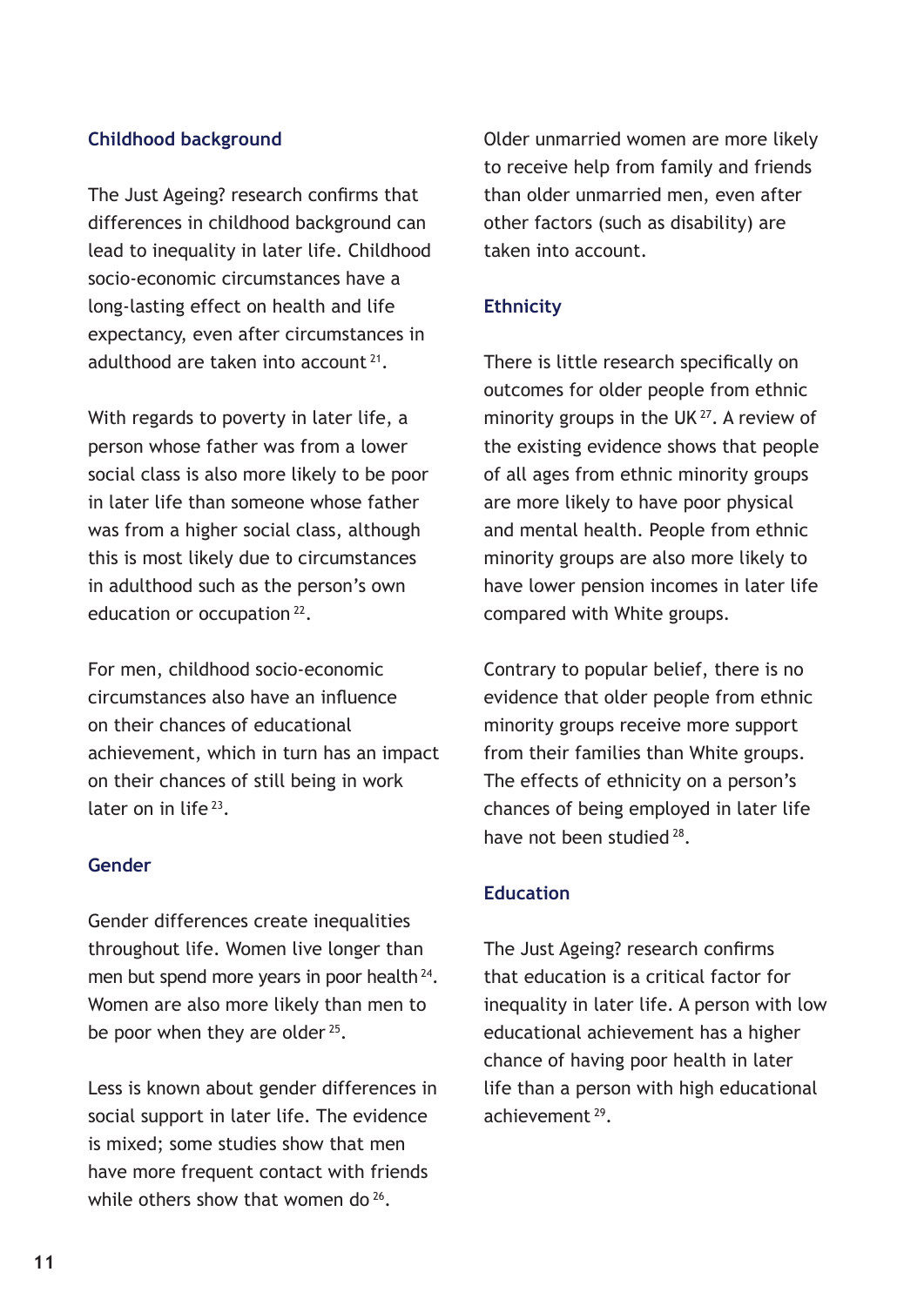### Childhood background

The Just Ageing? research confirms that differences in childhood background can lead to inequality in later life. Childhood socio-economic circumstances have a long-lasting effect on health and life expectancy, even after circumstances in adulthood are taken into account [21].

With regards to poverty in later life, a person whose father was from a lower social class is also more likely to be poor in later life than someone whose father was from a higher social class, although this is most likely due to circumstances in adulthood such as the person's own education or occupation [22].

For men, childhood socio-economic circumstances also have an influence on their chances of educational achievement, which in turn has an impact on their chances of still being in work later on in life [23].

### Gender

Gender differences create inequalities throughout life. Women live longer than men but spend more years in poor health [24]. Women are also more likely than men to be poor when they are older [25].

Less is known about gender differences in social support in later life. The evidence is mixed; some studies show that men have more frequent contact with friends while others show that women do [26].

Older unmarried women are more likely to receive help from family and friends than older unmarried men, even after other factors (such as disability) are taken into account.

### Ethnicity

There is little research specifically on outcomes for older people from ethnic minority groups in the UK [27]. A review of the existing evidence shows that people of all ages from ethnic minority groups are more likely to have poor physical and mental health. People from ethnic minority groups are also more likely to have lower pension incomes in later life compared with White groups.

Contrary to popular belief, there is no evidence that older people from ethnic minority groups receive more support from their families than White groups. The effects of ethnicity on a person's chances of being employed in later life have not been studied [28].

### Education

The Just Ageing? research confirms that education is a critical factor for inequality in later life. A person with low educational achievement has a higher chance of having poor health in later life than a person with high educational achievement [29].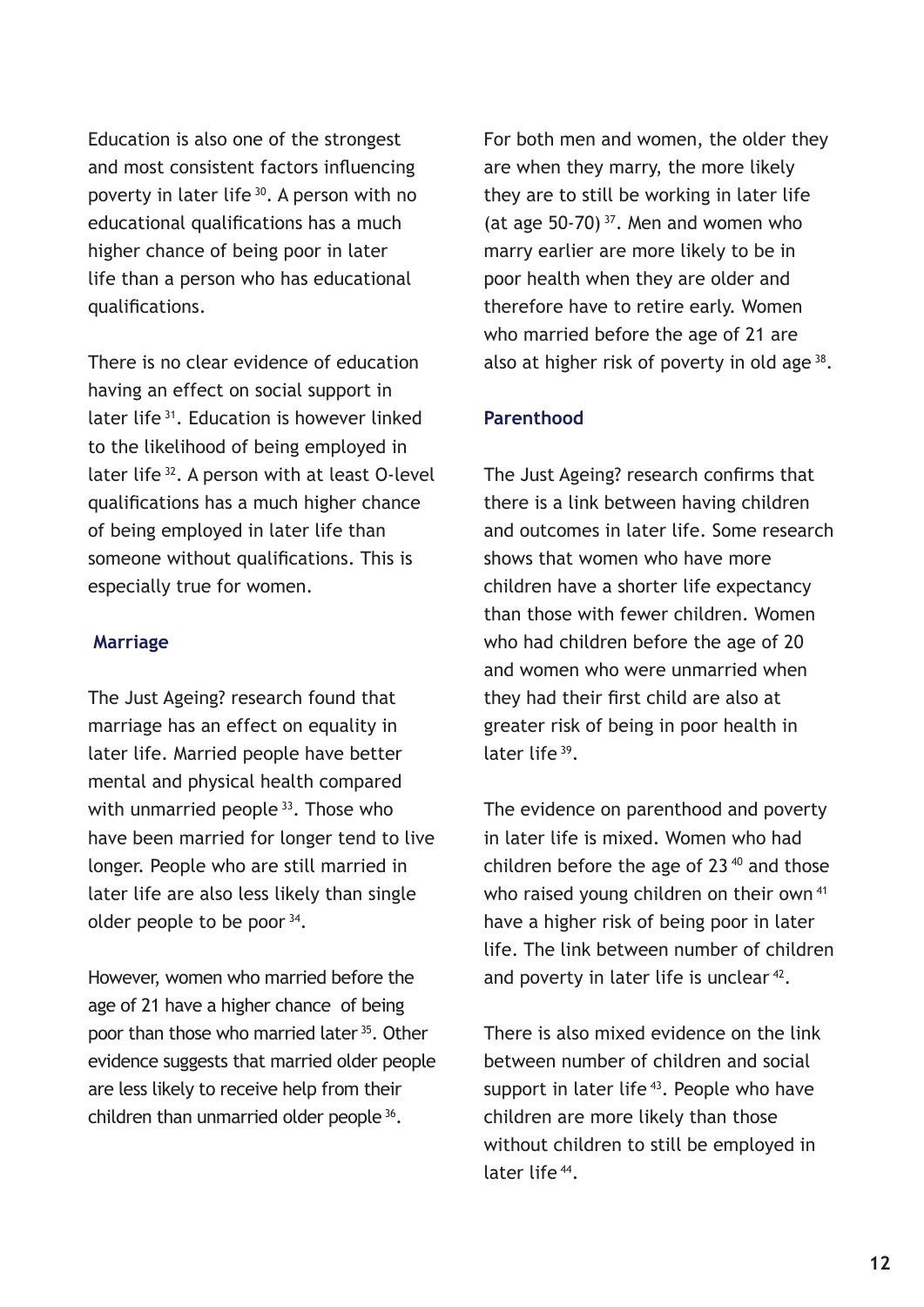Education is also one of the strongest and most consistent factors influencing poverty in later life [30]. A person with no educational qualifications has a much higher chance of being poor in later life than a person who has educational qualifications.

There is no clear evidence of education having an effect on social support in later life [31]. Education is however linked to the likelihood of being employed in later life [32]. A person with at least O-level qualifications has a much higher chance of being employed in later life than someone without qualifications. This is especially true for women.

### Marriage

The Just Ageing? research found that marriage has an effect on equality in later life. Married people have better mental and physical health compared with unmarried people [33]. Those who have been married for longer tend to live longer. People who are still married in later life are also less likely than single older people to be poor [34].

However, women who married before the age of 21 have a higher chance of being poor than those who married later [35]. Other evidence suggests that married older people are less likely to receive help from their children than unmarried older people [36].

For both men and women, the older they are when they marry, the more likely they are to still be working in later life (at age 50-70) [37]. Men and women who marry earlier are more likely to be in poor health when they are older and therefore have to retire early. Women who married before the age of 21 are also at higher risk of poverty in old age [38].

### Parenthood

The Just Ageing? research confirms that there is a link between having children and outcomes in later life. Some research shows that women who have more children have a shorter life expectancy than those with fewer children. Women who had children before the age of 20 and women who were unmarried when they had their first child are also at greater risk of being in poor health in later life [39].

The evidence on parenthood and poverty in later life is mixed. Women who had children before the age of 23 [40] and those who raised young children on their own [41] have a higher risk of being poor in later life. The link between number of children and poverty in later life is unclear [42].

There is also mixed evidence on the link between number of children and social support in later life [43]. People who have children are more likely than those without children to still be employed in later life [44].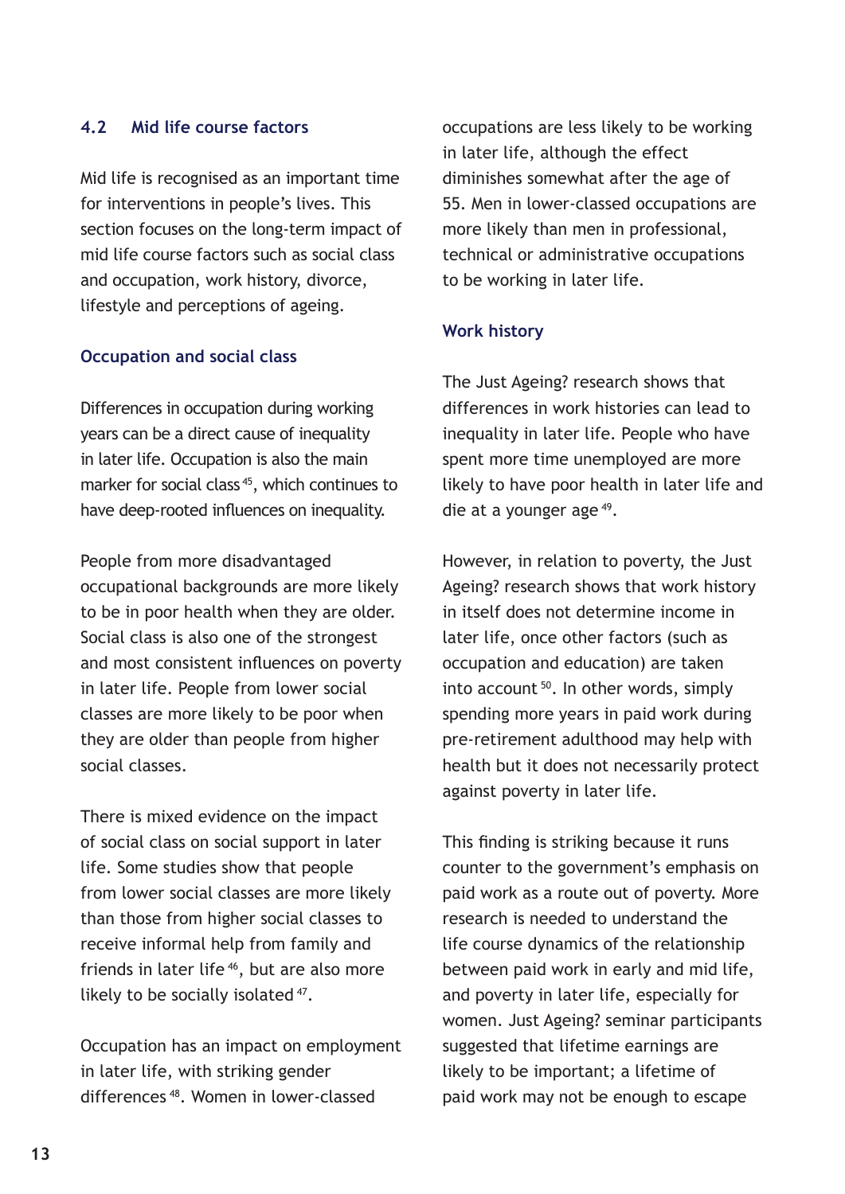### 4.2 Mid life course factors

Mid life is recognised as an important time for interventions in people's lives. This section focuses on the long-term impact of mid life course factors such as social class and occupation, work history, divorce, lifestyle and perceptions of ageing.

#### Occupation and social class

Differences in occupation during working years can be a direct cause of inequality in later life. Occupation is also the main marker for social class [45], which continues to have deep-rooted influences on inequality.

People from more disadvantaged occupational backgrounds are more likely to be in poor health when they are older. Social class is also one of the strongest and most consistent influences on poverty in later life. People from lower social classes are more likely to be poor when they are older than people from higher social classes.

There is mixed evidence on the impact of social class on social support in later life. Some studies show that people from lower social classes are more likely than those from higher social classes to receive informal help from family and friends in later life [46], but are also more likely to be socially isolated [47].

Occupation has an impact on employment in later life, with striking gender differences [48]. Women in lower-classed occupations are less likely to be working in later life, although the effect diminishes somewhat after the age of 55. Men in lower-classed occupations are more likely than men in professional, technical or administrative occupations to be working in later life.

#### Work history

The Just Ageing? research shows that differences in work histories can lead to inequality in later life. People who have spent more time unemployed are more likely to have poor health in later life and die at a younger age [49].

However, in relation to poverty, the Just Ageing? research shows that work history in itself does not determine income in later life, once other factors (such as occupation and education) are taken into account [50]. In other words, simply spending more years in paid work during pre-retirement adulthood may help with health but it does not necessarily protect against poverty in later life.

This finding is striking because it runs counter to the government's emphasis on paid work as a route out of poverty. More research is needed to understand the life course dynamics of the relationship between paid work in early and mid life, and poverty in later life, especially for women. Just Ageing? seminar participants suggested that lifetime earnings are likely to be important; a lifetime of paid work may not be enough to escape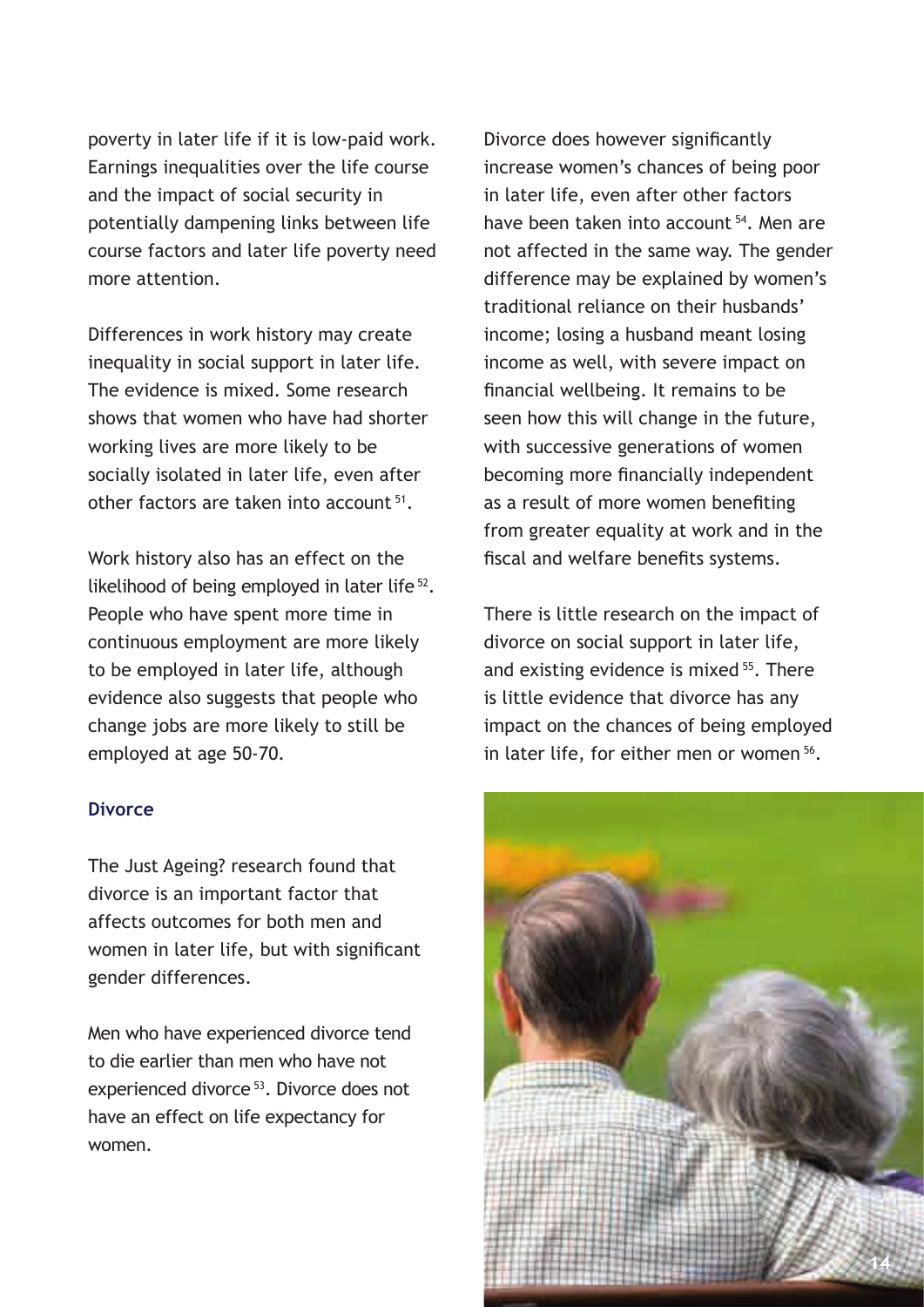poverty in later life if it is low-paid work. Earnings inequalities over the life course and the impact of social security in potentially dampening links between life course factors and later life poverty need more attention.

Differences in work history may create inequality in social support in later life. The evidence is mixed. Some research shows that women who have had shorter working lives are more likely to be socially isolated in later life, even after other factors are taken into account [51].

Work history also has an effect on the likelihood of being employed in later life [52]. People who have spent more time in continuous employment are more likely to be employed in later life, although evidence also suggests that people who change jobs are more likely to still be employed at age 50-70.

### Divorce

The Just Ageing? research found that divorce is an important factor that affects outcomes for both men and women in later life, but with significant gender differences.

Men who have experienced divorce tend to die earlier than men who have not experienced divorce [53]. Divorce does not have an effect on life expectancy for women.

Divorce does however significantly increase women's chances of being poor in later life, even after other factors have been taken into account [54]. Men are not affected in the same way. The gender difference may be explained by women's traditional reliance on their husbands' income; losing a husband meant losing income as well, with severe impact on financial wellbeing. It remains to be seen how this will change in the future, with successive generations of women becoming more financially independent as a result of more women benefiting from greater equality at work and in the fiscal and welfare benefits systems.

There is little research on the impact of divorce on social support in later life, and existing evidence is mixed [55]. There is little evidence that divorce has any impact on the chances of being employed in later life, for either men or women [56].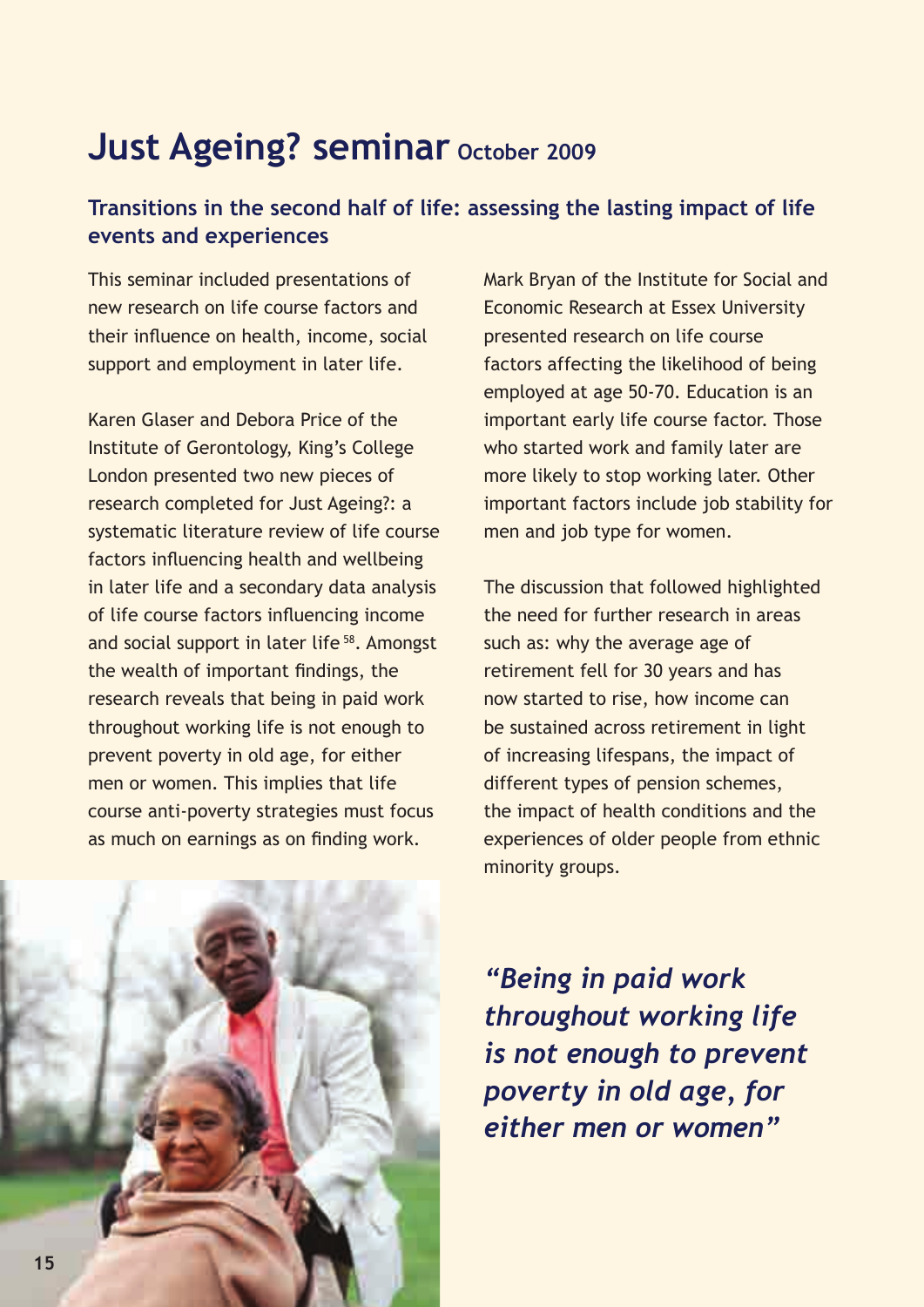# Just Ageing? seminar October 2009

## Transitions in the second half of life: assessing the lasting impact of life events and experiences

This seminar included presentations of new research on life course factors and their influence on health, income, social support and employment in later life.

Karen Glaser and Debora Price of the Institute of Gerontology, King's College London presented two new pieces of research completed for Just Ageing?: a systematic literature review of life course factors influencing health and wellbeing in later life and a secondary data analysis of life course factors influencing income and social support in later life [58]. Amongst the wealth of important findings, the research reveals that being in paid work throughout working life is not enough to prevent poverty in old age, for either men or women. This implies that life course anti-poverty strategies must focus as much on earnings as on finding work.

Mark Bryan of the Institute for Social and Economic Research at Essex University presented research on life course factors affecting the likelihood of being employed at age 50-70. Education is an important early life course factor. Those who started work and family later are more likely to stop working later. Other important factors include job stability for men and job type for women.

The discussion that followed highlighted the need for further research in areas such as: why the average age of retirement fell for 30 years and has now started to rise, how income can be sustained across retirement in light of increasing lifespans, the impact of different types of pension schemes, the impact of health conditions and the experiences of older people from ethnic minority groups.

*"Being in paid work throughout working life is not enough to prevent poverty in old age, for either men or women"*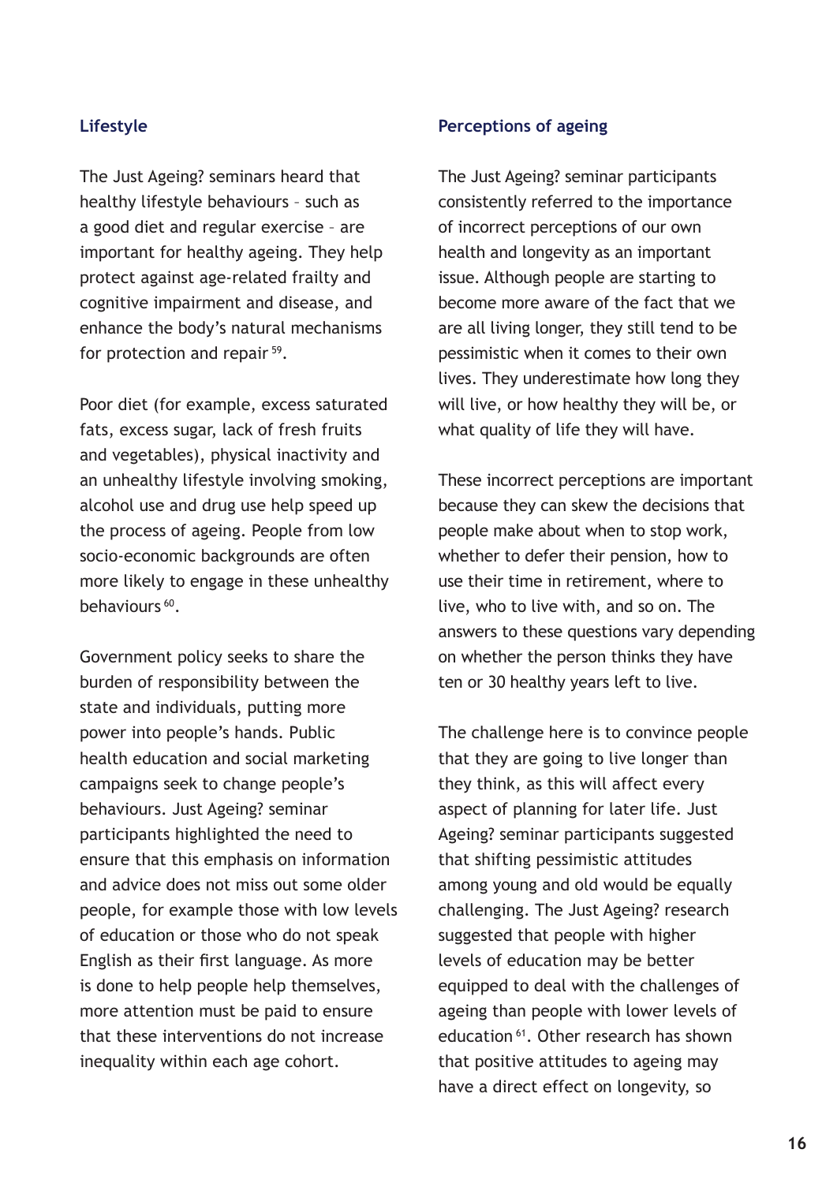## Lifestyle

The Just Ageing? seminars heard that healthy lifestyle behaviours – such as a good diet and regular exercise – are important for healthy ageing. They help protect against age-related frailty and cognitive impairment and disease, and enhance the body's natural mechanisms for protection and repair [59].

Poor diet (for example, excess saturated fats, excess sugar, lack of fresh fruits and vegetables), physical inactivity and an unhealthy lifestyle involving smoking, alcohol use and drug use help speed up the process of ageing. People from low socio-economic backgrounds are often more likely to engage in these unhealthy behaviours [60].

Government policy seeks to share the burden of responsibility between the state and individuals, putting more power into people's hands. Public health education and social marketing campaigns seek to change people's behaviours. Just Ageing? seminar participants highlighted the need to ensure that this emphasis on information and advice does not miss out some older people, for example those with low levels of education or those who do not speak English as their first language. As more is done to help people help themselves, more attention must be paid to ensure that these interventions do not increase inequality within each age cohort.

## Perceptions of ageing

The Just Ageing? seminar participants consistently referred to the importance of incorrect perceptions of our own health and longevity as an important issue. Although people are starting to become more aware of the fact that we are all living longer, they still tend to be pessimistic when it comes to their own lives. They underestimate how long they will live, or how healthy they will be, or what quality of life they will have.

These incorrect perceptions are important because they can skew the decisions that people make about when to stop work, whether to defer their pension, how to use their time in retirement, where to live, who to live with, and so on. The answers to these questions vary depending on whether the person thinks they have ten or 30 healthy years left to live.

The challenge here is to convince people that they are going to live longer than they think, as this will affect every aspect of planning for later life. Just Ageing? seminar participants suggested that shifting pessimistic attitudes among young and old would be equally challenging. The Just Ageing? research suggested that people with higher levels of education may be better equipped to deal with the challenges of ageing than people with lower levels of education [61]. Other research has shown that positive attitudes to ageing may have a direct effect on longevity, so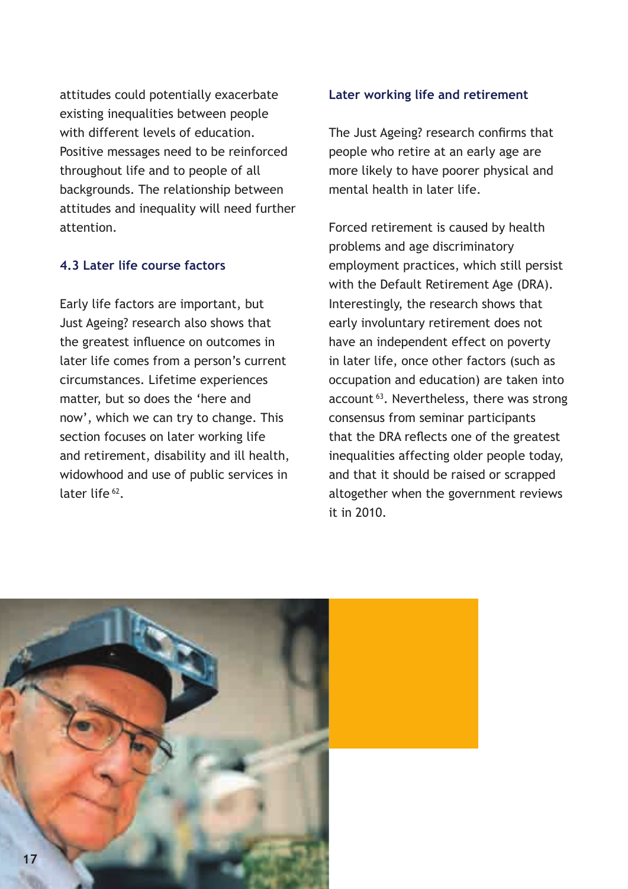attitudes could potentially exacerbate existing inequalities between people with different levels of education. Positive messages need to be reinforced throughout life and to people of all backgrounds. The relationship between attitudes and inequality will need further attention.

### 4.3 Later life course factors

Early life factors are important, but Just Ageing? research also shows that the greatest influence on outcomes in later life comes from a person's current circumstances. Lifetime experiences matter, but so does the 'here and now', which we can try to change. This section focuses on later working life and retirement, disability and ill health, widowhood and use of public services in later life [62].

#### Later working life and retirement

The Just Ageing? research confirms that people who retire at an early age are more likely to have poorer physical and mental health in later life.

Forced retirement is caused by health problems and age discriminatory employment practices, which still persist with the Default Retirement Age (DRA). Interestingly, the research shows that early involuntary retirement does not have an independent effect on poverty in later life, once other factors (such as occupation and education) are taken into account [63]. Nevertheless, there was strong consensus from seminar participants that the DRA reflects one of the greatest inequalities affecting older people today, and that it should be raised or scrapped altogether when the government reviews it in 2010.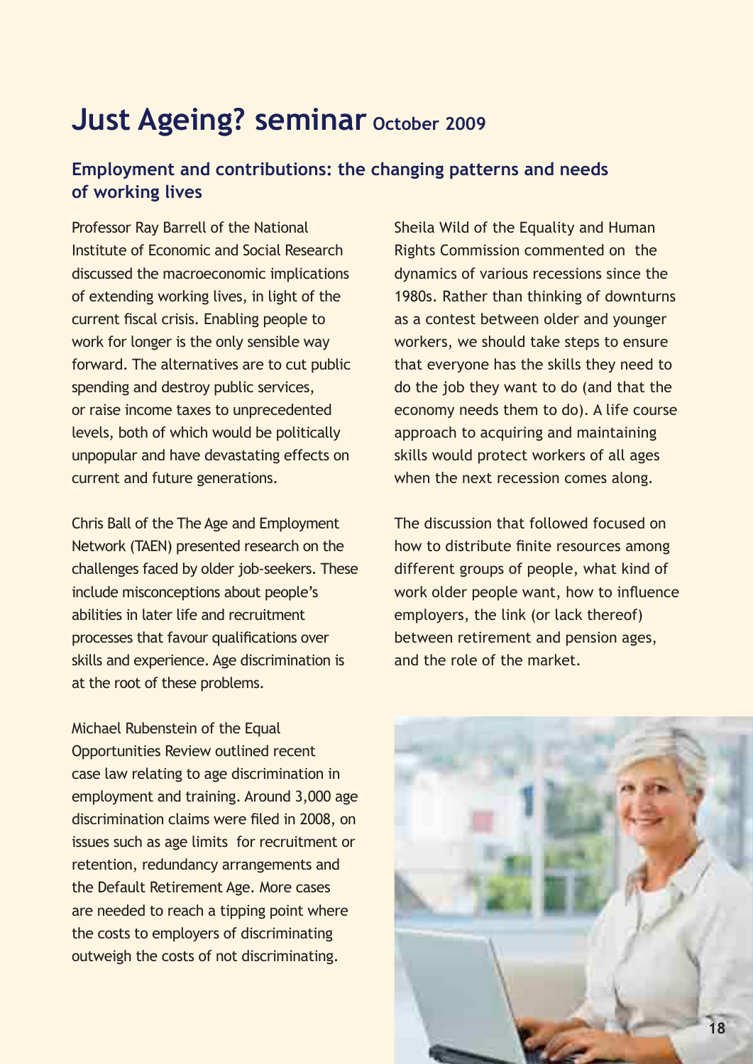# Just Ageing? seminar October 2009

## Employment and contributions: the changing patterns and needs of working lives

Professor Ray Barrell of the National Institute of Economic and Social Research discussed the macroeconomic implications of extending working lives, in light of the current fiscal crisis. Enabling people to work for longer is the only sensible way forward. The alternatives are to cut public spending and destroy public services, or raise income taxes to unprecedented levels, both of which would be politically unpopular and have devastating effects on current and future generations.

Chris Ball of the The Age and Employment Network (TAEN) presented research on the challenges faced by older job-seekers. These include misconceptions about people's abilities in later life and recruitment processes that favour qualifications over skills and experience. Age discrimination is at the root of these problems.

Michael Rubenstein of the Equal Opportunities Review outlined recent case law relating to age discrimination in employment and training. Around 3,000 age discrimination claims were filed in 2008, on issues such as age limits for recruitment or retention, redundancy arrangements and the Default Retirement Age. More cases are needed to reach a tipping point where the costs to employers of discriminating outweigh the costs of not discriminating.

Sheila Wild of the Equality and Human Rights Commission commented on the dynamics of various recessions since the 1980s. Rather than thinking of downturns as a contest between older and younger workers, we should take steps to ensure that everyone has the skills they need to do the job they want to do (and that the economy needs them to do). A life course approach to acquiring and maintaining skills would protect workers of all ages when the next recession comes along.

The discussion that followed focused on how to distribute finite resources among different groups of people, what kind of work older people want, how to influence employers, the link (or lack thereof) between retirement and pension ages, and the role of the market.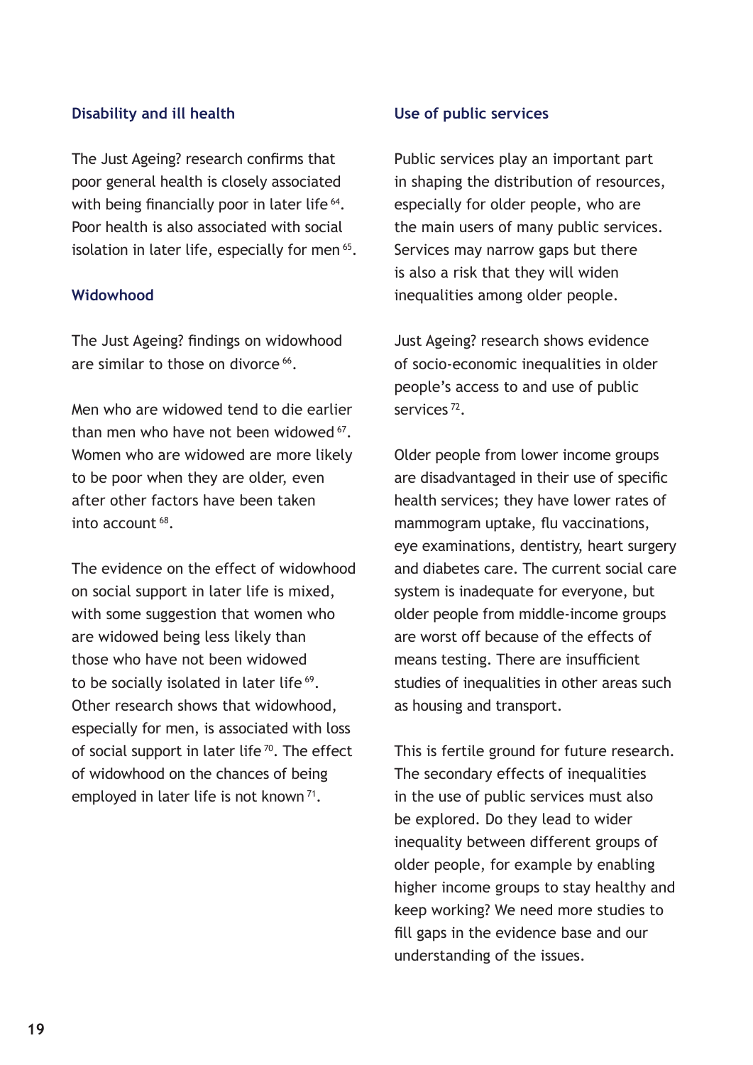### Disability and ill health

The Just Ageing? research confirms that poor general health is closely associated with being financially poor in later life [64]. Poor health is also associated with social isolation in later life, especially for men [65].

### Widowhood

The Just Ageing? findings on widowhood are similar to those on divorce [66].

Men who are widowed tend to die earlier than men who have not been widowed [67]. Women who are widowed are more likely to be poor when they are older, even after other factors have been taken into account [68].

The evidence on the effect of widowhood on social support in later life is mixed, with some suggestion that women who are widowed being less likely than those who have not been widowed to be socially isolated in later life [69]. Other research shows that widowhood, especially for men, is associated with loss of social support in later life [70]. The effect of widowhood on the chances of being employed in later life is not known [71].

### Use of public services

Public services play an important part in shaping the distribution of resources, especially for older people, who are the main users of many public services. Services may narrow gaps but there is also a risk that they will widen inequalities among older people.

Just Ageing? research shows evidence of socio-economic inequalities in older people's access to and use of public services [72].

Older people from lower income groups are disadvantaged in their use of specific health services; they have lower rates of mammogram uptake, flu vaccinations, eye examinations, dentistry, heart surgery and diabetes care. The current social care system is inadequate for everyone, but older people from middle-income groups are worst off because of the effects of means testing. There are insufficient studies of inequalities in other areas such as housing and transport.

This is fertile ground for future research. The secondary effects of inequalities in the use of public services must also be explored. Do they lead to wider inequality between different groups of older people, for example by enabling higher income groups to stay healthy and keep working? We need more studies to fill gaps in the evidence base and our understanding of the issues.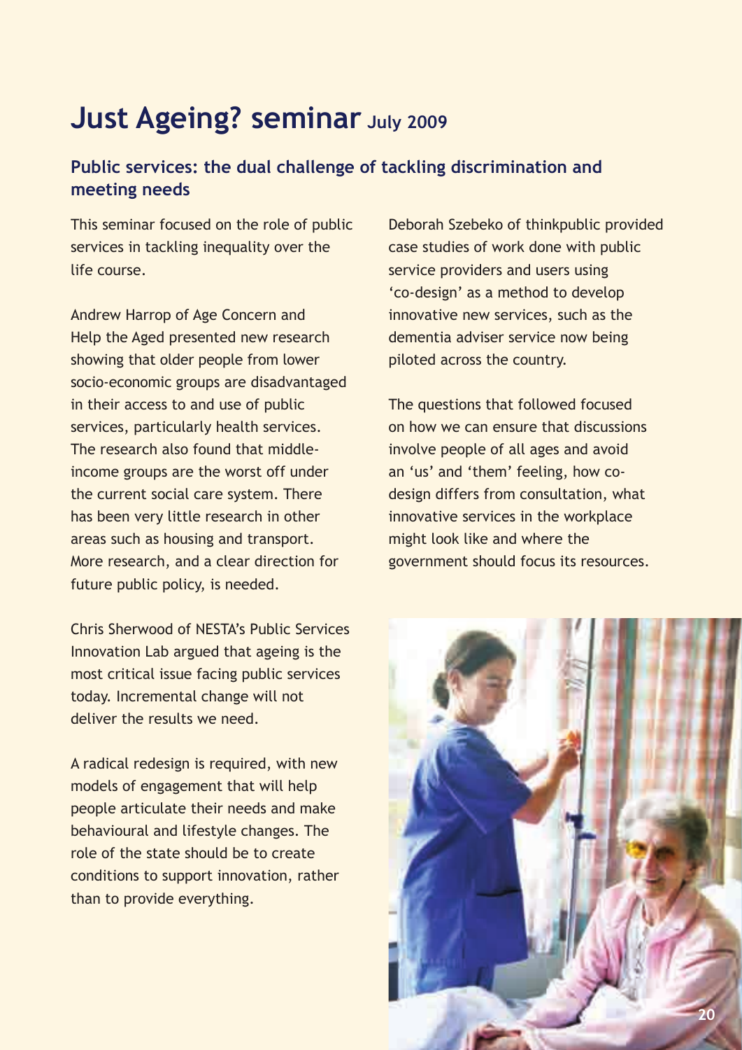# Just Ageing? seminar July 2009

## Public services: the dual challenge of tackling discrimination and meeting needs

This seminar focused on the role of public services in tackling inequality over the life course.

Andrew Harrop of Age Concern and Help the Aged presented new research showing that older people from lower socio-economic groups are disadvantaged in their access to and use of public services, particularly health services. The research also found that middle-income groups are the worst off under the current social care system. There has been very little research in other areas such as housing and transport. More research, and a clear direction for future public policy, is needed.

Chris Sherwood of NESTA's Public Services Innovation Lab argued that ageing is the most critical issue facing public services today. Incremental change will not deliver the results we need.

A radical redesign is required, with new models of engagement that will help people articulate their needs and make behavioural and lifestyle changes. The role of the state should be to create conditions to support innovation, rather than to provide everything.

Deborah Szebeko of thinkpublic provided case studies of work done with public service providers and users using 'co-design' as a method to develop innovative new services, such as the dementia adviser service now being piloted across the country.

The questions that followed focused on how we can ensure that discussions involve people of all ages and avoid an 'us' and 'them' feeling, how co-design differs from consultation, what innovative services in the workplace might look like and where the government should focus its resources.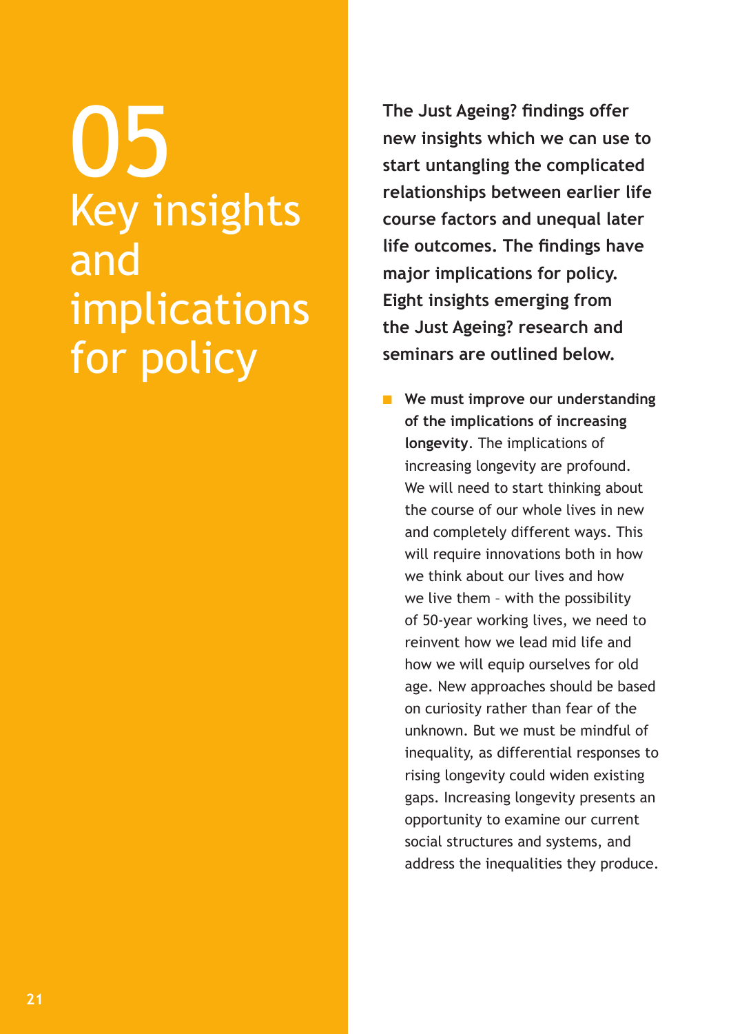# 05 Key insights and implications for policy

**The Just Ageing? findings offer new insights which we can use to start untangling the complicated relationships between earlier life course factors and unequal later life outcomes. The findings have major implications for policy. Eight insights emerging from the Just Ageing? research and seminars are outlined below.**

- **We must improve our understanding of the implications of increasing longevity**. The implications of increasing longevity are profound. We will need to start thinking about the course of our whole lives in new and completely different ways. This will require innovations both in how we think about our lives and how we live them – with the possibility of 50-year working lives, we need to reinvent how we lead mid life and how we will equip ourselves for old age. New approaches should be based on curiosity rather than fear of the unknown. But we must be mindful of inequality, as differential responses to rising longevity could widen existing gaps. Increasing longevity presents an opportunity to examine our current social structures and systems, and address the inequalities they produce.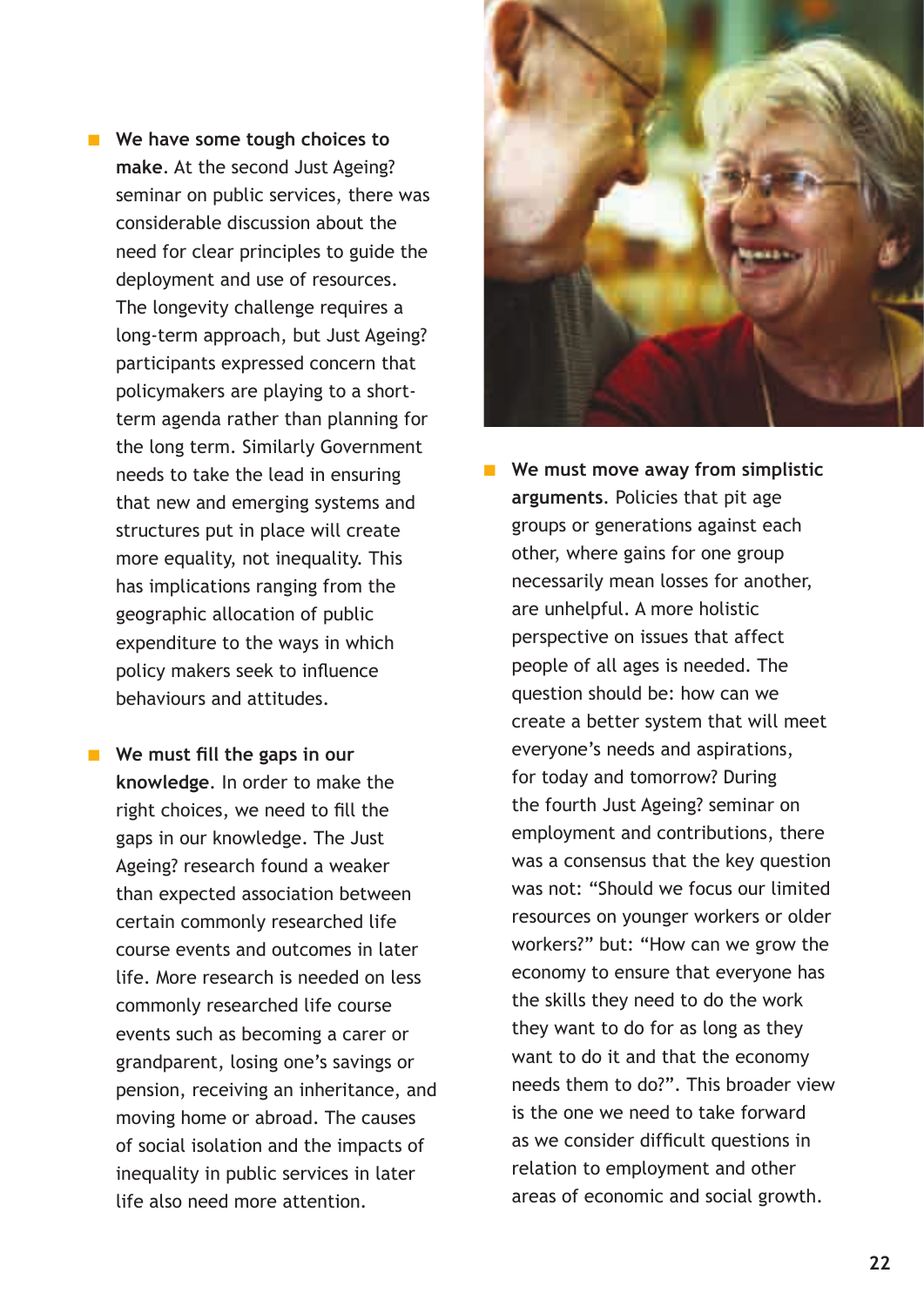- **We have some tough choices to make**. At the second Just Ageing? seminar on public services, there was considerable discussion about the need for clear principles to guide the deployment and use of resources. The longevity challenge requires a long-term approach, but Just Ageing? participants expressed concern that policymakers are playing to a short-term agenda rather than planning for the long term. Similarly Government needs to take the lead in ensuring that new and emerging systems and structures put in place will create more equality, not inequality. This has implications ranging from the geographic allocation of public expenditure to the ways in which policy makers seek to influence behaviours and attitudes.

- **We must fill the gaps in our knowledge**. In order to make the right choices, we need to fill the gaps in our knowledge. The Just Ageing? research found a weaker than expected association between certain commonly researched life course events and outcomes in later life. More research is needed on less commonly researched life course events such as becoming a carer or grandparent, losing one's savings or pension, receiving an inheritance, and moving home or abroad. The causes of social isolation and the impacts of inequality in public services in later life also need more attention.

- **We must move away from simplistic arguments**. Policies that pit age groups or generations against each other, where gains for one group necessarily mean losses for another, are unhelpful. A more holistic perspective on issues that affect people of all ages is needed. The question should be: how can we create a better system that will meet everyone's needs and aspirations, for today and tomorrow? During the fourth Just Ageing? seminar on employment and contributions, there was a consensus that the key question was not: "Should we focus our limited resources on younger workers or older workers?" but: "How can we grow the economy to ensure that everyone has the skills they need to do the work they want to do for as long as they want to do it and that the economy needs them to do?". This broader view is the one we need to take forward as we consider difficult questions in relation to employment and other areas of economic and social growth.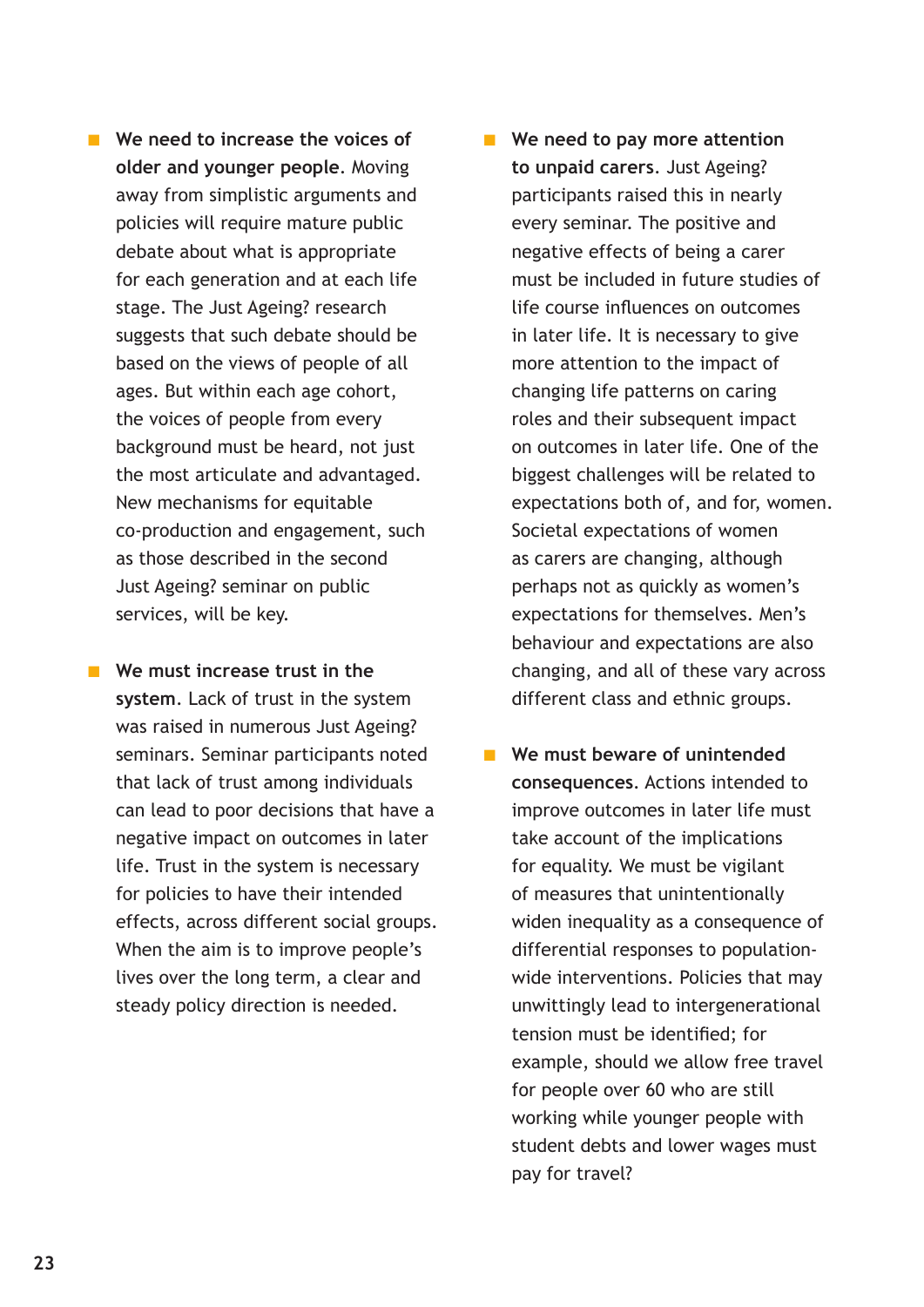- **We need to increase the voices of older and younger people**. Moving away from simplistic arguments and policies will require mature public debate about what is appropriate for each generation and at each life stage. The Just Ageing? research suggests that such debate should be based on the views of people of all ages. But within each age cohort, the voices of people from every background must be heard, not just the most articulate and advantaged. New mechanisms for equitable co-production and engagement, such as those described in the second Just Ageing? seminar on public services, will be key.

- **We must increase trust in the system**. Lack of trust in the system was raised in numerous Just Ageing? seminars. Seminar participants noted that lack of trust among individuals can lead to poor decisions that have a negative impact on outcomes in later life. Trust in the system is necessary for policies to have their intended effects, across different social groups. When the aim is to improve people's lives over the long term, a clear and steady policy direction is needed.

- **We need to pay more attention to unpaid carers**. Just Ageing? participants raised this in nearly every seminar. The positive and negative effects of being a carer must be included in future studies of life course influences on outcomes in later life. It is necessary to give more attention to the impact of changing life patterns on caring roles and their subsequent impact on outcomes in later life. One of the biggest challenges will be related to expectations both of, and for, women. Societal expectations of women as carers are changing, although perhaps not as quickly as women's expectations for themselves. Men's behaviour and expectations are also changing, and all of these vary across different class and ethnic groups.

- **We must beware of unintended consequences**. Actions intended to improve outcomes in later life must take account of the implications for equality. We must be vigilant of measures that unintentionally widen inequality as a consequence of differential responses to population-wide interventions. Policies that may unwittingly lead to intergenerational tension must be identified; for example, should we allow free travel for people over 60 who are still working while younger people with student debts and lower wages must pay for travel?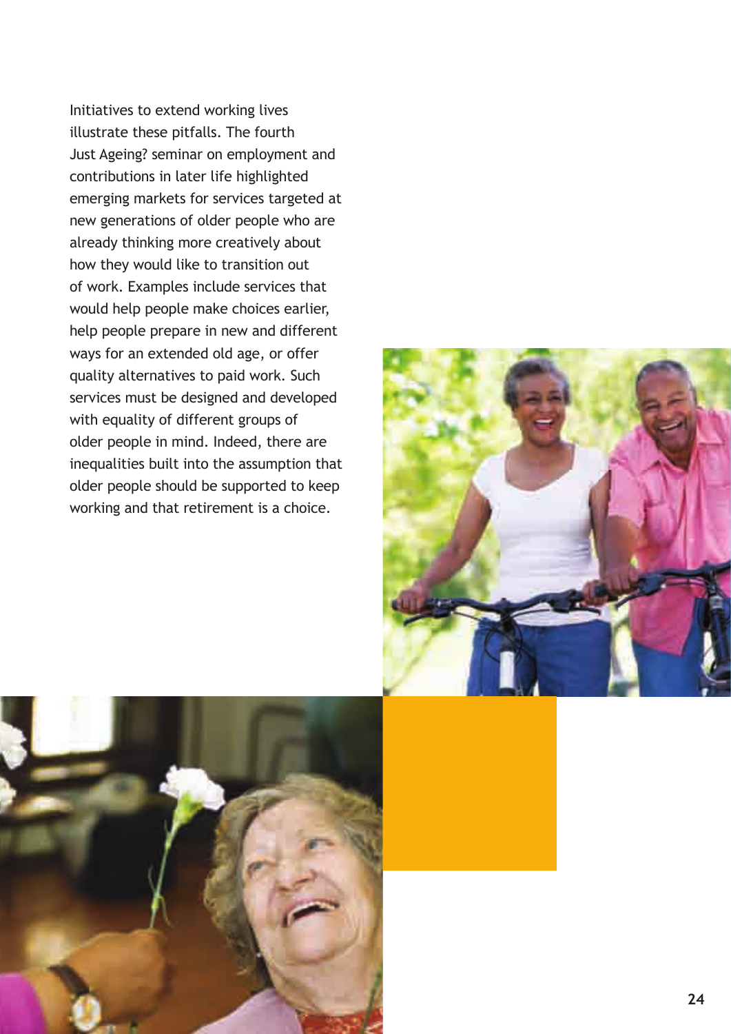Initiatives to extend working lives illustrate these pitfalls. The fourth Just Ageing? seminar on employment and contributions in later life highlighted emerging markets for services targeted at new generations of older people who are already thinking more creatively about how they would like to transition out of work. Examples include services that would help people make choices earlier, help people prepare in new and different ways for an extended old age, or offer quality alternatives to paid work. Such services must be designed and developed with equality of different groups of older people in mind. Indeed, there are inequalities built into the assumption that older people should be supported to keep working and that retirement is a choice.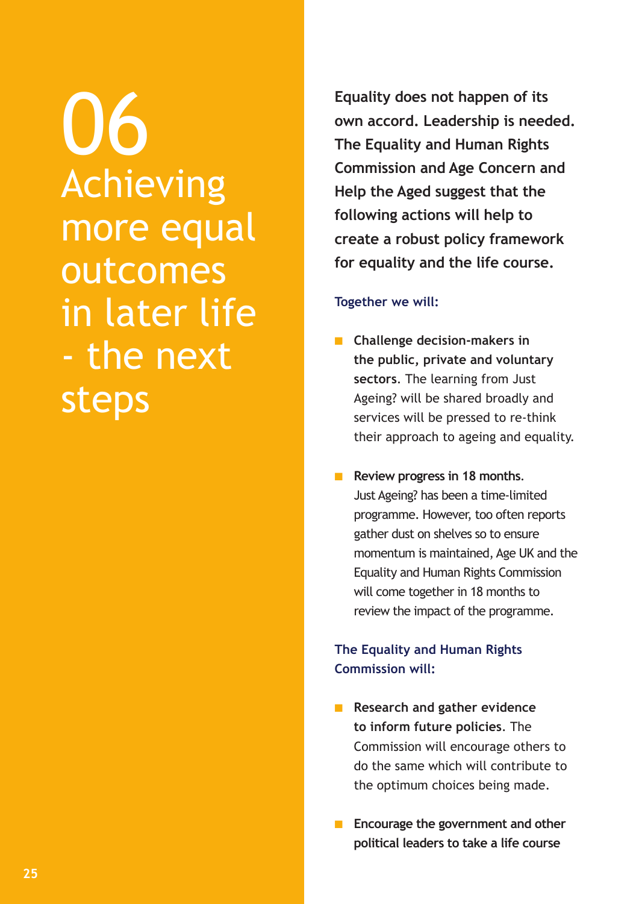# 06 Achieving more equal outcomes in later life - the next steps

**Equality does not happen of its own accord. Leadership is needed. The Equality and Human Rights Commission and Age Concern and Help the Aged suggest that the following actions will help to create a robust policy framework for equality and the life course.**

### Together we will:

- **Challenge decision-makers in the public, private and voluntary sectors**. The learning from Just Ageing? will be shared broadly and services will be pressed to re-think their approach to ageing and equality.

- **Review progress in 18 months.** Just Ageing? has been a time-limited programme. However, too often reports gather dust on shelves so to ensure momentum is maintained, Age UK and the Equality and Human Rights Commission will come together in 18 months to review the impact of the programme.

### The Equality and Human Rights Commission will:

- **Research and gather evidence to inform future policies**. The Commission will encourage others to do the same which will contribute to the optimum choices being made.

- **Encourage the government and other political leaders to take a life course**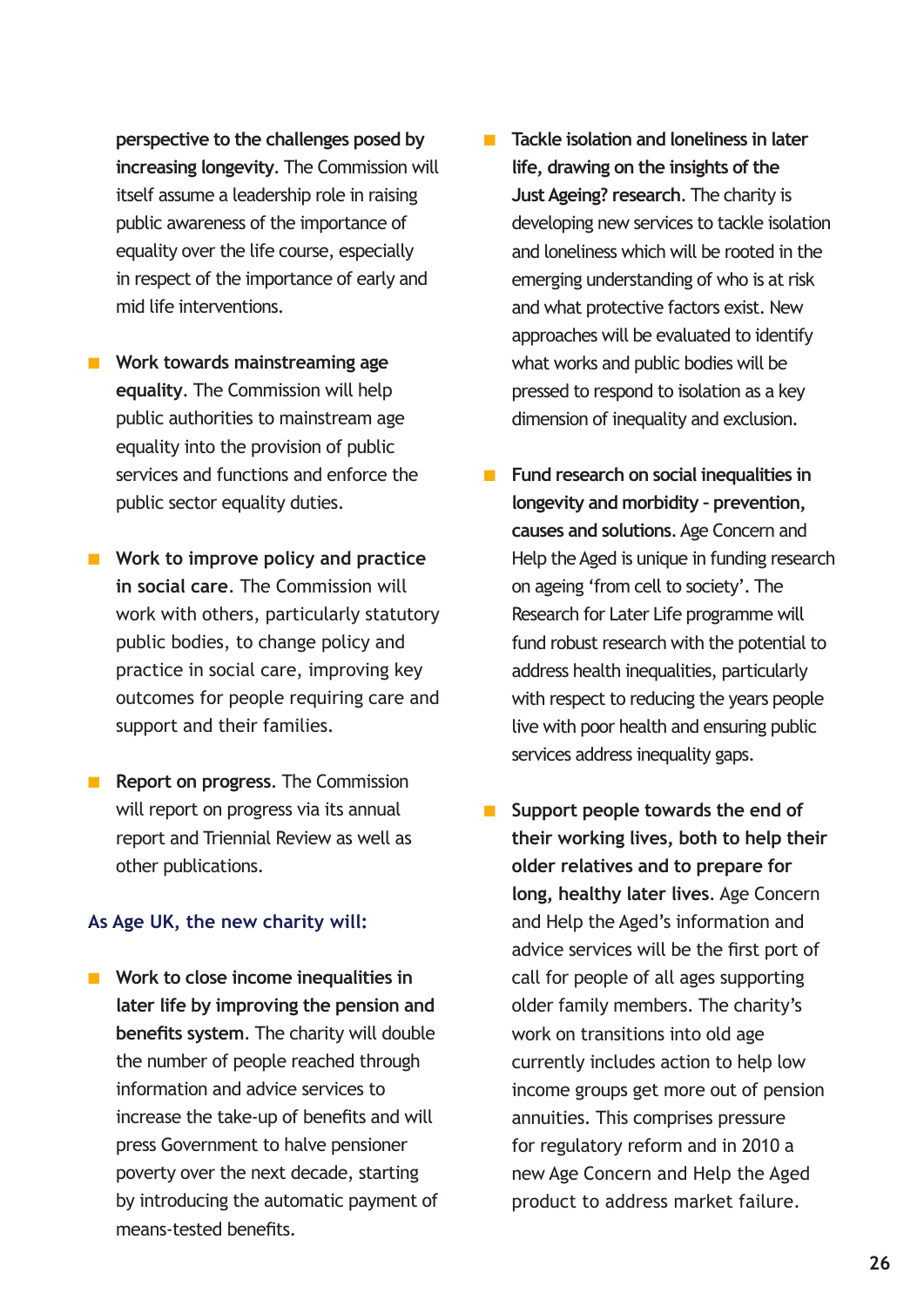perspective to the challenges posed by increasing longevity**. The Commission will itself assume a leadership role in raising public awareness of the importance of equality over the life course, especially in respect of the importance of early and mid life interventions.

- **Work towards mainstreaming age equality**. The Commission will help public authorities to mainstream age equality into the provision of public services and functions and enforce the public sector equality duties.

- **Work to improve policy and practice in social care**. The Commission will work with others, particularly statutory public bodies, to change policy and practice in social care, improving key outcomes for people requiring care and support and their families.

- **Report on progress**. The Commission will report on progress via its annual report and Triennial Review as well as other publications.

### As Age UK, the new charity will:

- **Work to close income inequalities in later life by improving the pension and benefits system**. The charity will double the number of people reached through information and advice services to increase the take-up of benefits and will press Government to halve pensioner poverty over the next decade, starting by introducing the automatic payment of means-tested benefits.

- **Tackle isolation and loneliness in later life, drawing on the insights of the Just Ageing? research**. The charity is developing new services to tackle isolation and loneliness which will be rooted in the emerging understanding of who is at risk and what protective factors exist. New approaches will be evaluated to identify what works and public bodies will be pressed to respond to isolation as a key dimension of inequality and exclusion.

- **Fund research on social inequalities in longevity and morbidity - prevention, causes and solutions**. Age Concern and Help the Aged is unique in funding research on ageing 'from cell to society'. The Research for Later Life programme will fund robust research with the potential to address health inequalities, particularly with respect to reducing the years people live with poor health and ensuring public services address inequality gaps.

- **Support people towards the end of their working lives, both to help their older relatives and to prepare for long, healthy later lives**. Age Concern and Help the Aged's information and advice services will be the first port of call for people of all ages supporting older family members. The charity's work on transitions into old age currently includes action to help low income groups get more out of pension annuities. This comprises pressure for regulatory reform and in 2010 a new Age Concern and Help the Aged product to address market failure.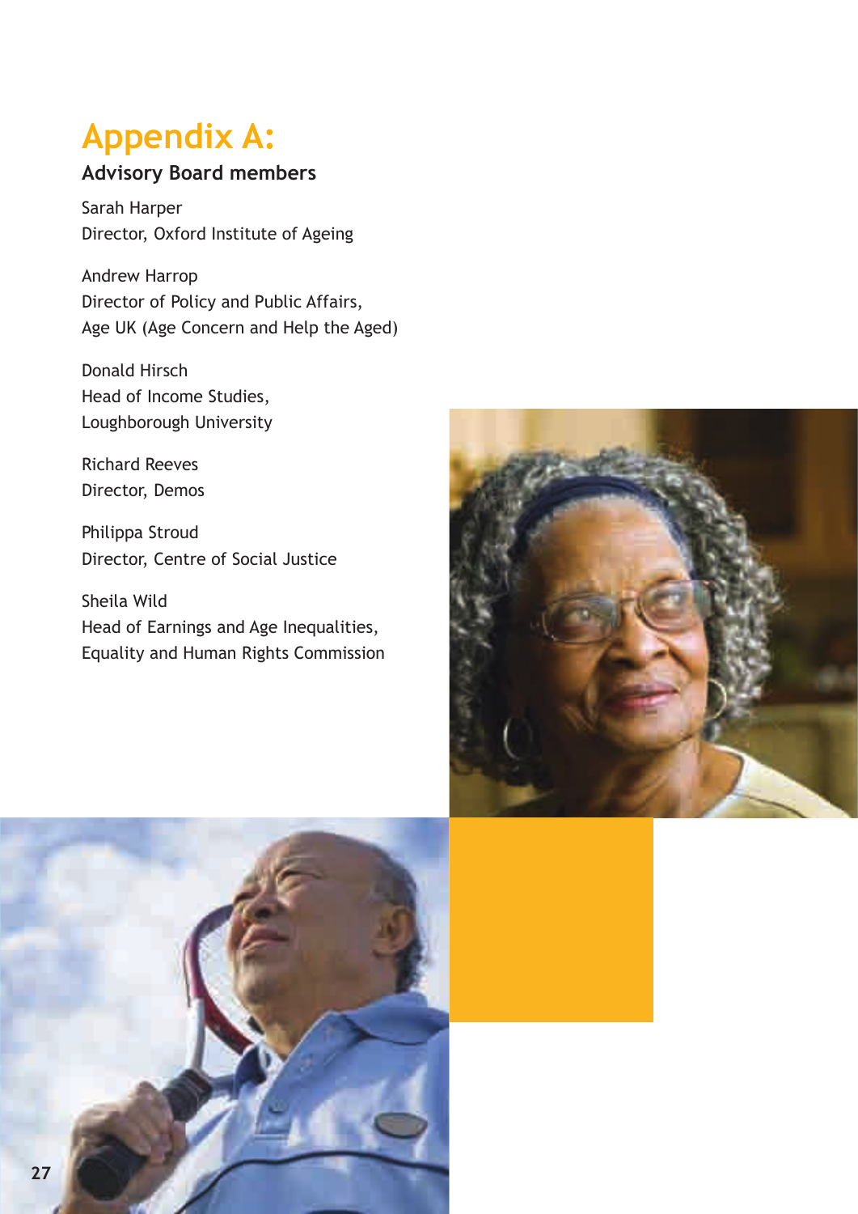# Appendix A:

## Advisory Board members

Sarah Harper
Director, Oxford Institute of Ageing

Andrew Harrop
Director of Policy and Public Affairs,
Age UK (Age Concern and Help the Aged)

Donald Hirsch
Head of Income Studies,
Loughborough University

Richard Reeves
Director, Demos

Philippa Stroud
Director, Centre of Social Justice

Sheila Wild
Head of Earnings and Age Inequalities,
Equality and Human Rights Commission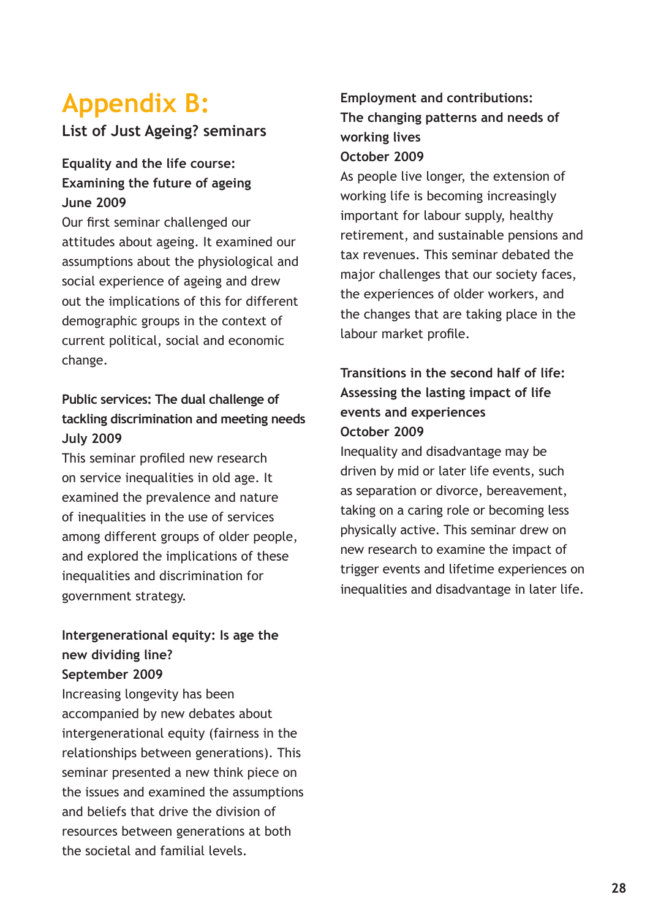# Appendix B:

## List of Just Ageing? seminars

### Equality and the life course: Examining the future of ageing
**June 2009**

Our first seminar challenged our attitudes about ageing. It examined our assumptions about the physiological and social experience of ageing and drew out the implications of this for different demographic groups in the context of current political, social and economic change.

### Public services: The dual challenge of tackling discrimination and meeting needs
**July 2009**

This seminar profiled new research on service inequalities in old age. It examined the prevalence and nature of inequalities in the use of services among different groups of older people, and explored the implications of these inequalities and discrimination for government strategy.

### Intergenerational equity: Is age the new dividing line?
**September 2009**

Increasing longevity has been accompanied by new debates about intergenerational equity (fairness in the relationships between generations). This seminar presented a new think piece on the issues and examined the assumptions and beliefs that drive the division of resources between generations at both the societal and familial levels.

### Employment and contributions: The changing patterns and needs of working lives
**October 2009**

As people live longer, the extension of working life is becoming increasingly important for labour supply, healthy retirement, and sustainable pensions and tax revenues. This seminar debated the major challenges that our society faces, the experiences of older workers, and the changes that are taking place in the labour market profile.

### Transitions in the second half of life: Assessing the lasting impact of life events and experiences
**October 2009**

Inequality and disadvantage may be driven by mid or later life events, such as separation or divorce, bereavement, taking on a caring role or becoming less physically active. This seminar drew on new research to examine the impact of trigger events and lifetime experiences on inequalities and disadvantage in later life.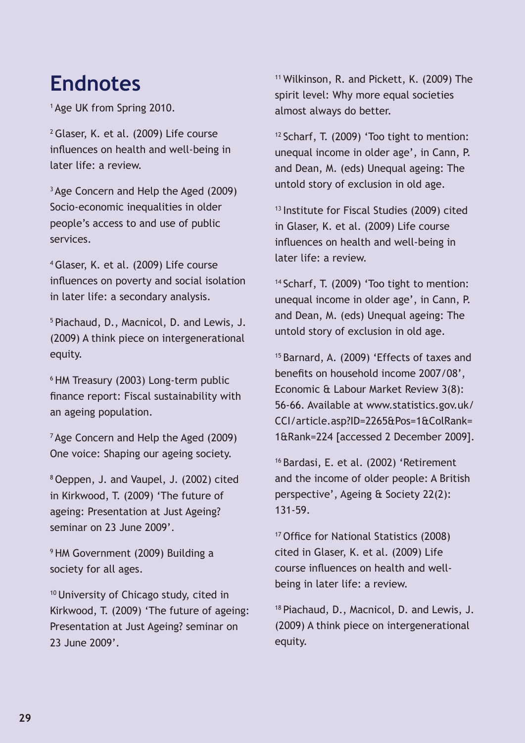# Endnotes

[1] Age UK from Spring 2010.

[2] Glaser, K. et al. (2009) Life course influences on health and well-being in later life: a review.

[3] Age Concern and Help the Aged (2009) Socio-economic inequalities in older people's access to and use of public services.

[4] Glaser, K. et al. (2009) Life course influences on poverty and social isolation in later life: a secondary analysis.

[5] Piachaud, D., Macnicol, D. and Lewis, J. (2009) A think piece on intergenerational equity.

[6] HM Treasury (2003) Long-term public finance report: Fiscal sustainability with an ageing population.

[7] Age Concern and Help the Aged (2009) One voice: Shaping our ageing society.

[8] Oeppen, J. and Vaupel, J. (2002) cited in Kirkwood, T. (2009) 'The future of ageing: Presentation at Just Ageing? seminar on 23 June 2009'.

[9] HM Government (2009) Building a society for all ages.

[10] University of Chicago study, cited in Kirkwood, T. (2009) 'The future of ageing: Presentation at Just Ageing? seminar on 23 June 2009'.

[11] Wilkinson, R. and Pickett, K. (2009) The spirit level: Why more equal societies almost always do better.

[12] Scharf, T. (2009) 'Too tight to mention: unequal income in older age', in Cann, P. and Dean, M. (eds) Unequal ageing: The untold story of exclusion in old age.

[13] Institute for Fiscal Studies (2009) cited in Glaser, K. et al. (2009) Life course influences on health and well-being in later life: a review.

[14] Scharf, T. (2009) 'Too tight to mention: unequal income in older age', in Cann, P. and Dean, M. (eds) Unequal ageing: The untold story of exclusion in old age.

[15] Barnard, A. (2009) 'Effects of taxes and benefits on household income 2007/08', Economic & Labour Market Review 3(8): 56-66. Available at www.statistics.gov.uk/CCI/article.asp?ID=2265&Pos=1&ColRank=1&Rank=224 [accessed 2 December 2009].

[16] Bardasi, E. et al. (2002) 'Retirement and the income of older people: A British perspective', Ageing & Society 22(2): 131-59.

[17] Office for National Statistics (2008) cited in Glaser, K. et al. (2009) Life course influences on health and well-being in later life: a review.

[18] Piachaud, D., Macnicol, D. and Lewis, J. (2009) A think piece on intergenerational equity.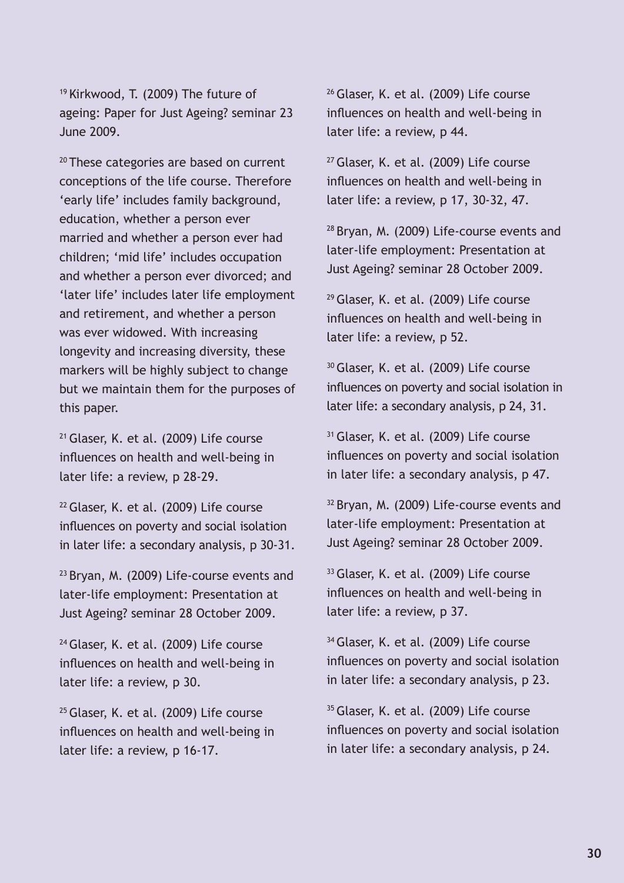[19] Kirkwood, T. (2009) The future of ageing: Paper for Just Ageing? seminar 23 June 2009.

[20] These categories are based on current conceptions of the life course. Therefore 'early life' includes family background, education, whether a person ever married and whether a person ever had children; 'mid life' includes occupation and whether a person ever divorced; and 'later life' includes later life employment and retirement, and whether a person was ever widowed. With increasing longevity and increasing diversity, these markers will be highly subject to change but we maintain them for the purposes of this paper.

[21] Glaser, K. et al. (2009) Life course influences on health and well-being in later life: a review, p 28-29.

[22] Glaser, K. et al. (2009) Life course influences on poverty and social isolation in later life: a secondary analysis, p 30-31.

[23] Bryan, M. (2009) Life-course events and later-life employment: Presentation at Just Ageing? seminar 28 October 2009.

[24] Glaser, K. et al. (2009) Life course influences on health and well-being in later life: a review, p 30.

[25] Glaser, K. et al. (2009) Life course influences on health and well-being in later life: a review, p 16-17.

[26] Glaser, K. et al. (2009) Life course influences on health and well-being in later life: a review, p 44.

[27] Glaser, K. et al. (2009) Life course influences on health and well-being in later life: a review, p 17, 30-32, 47.

[28] Bryan, M. (2009) Life-course events and later-life employment: Presentation at Just Ageing? seminar 28 October 2009.

[29] Glaser, K. et al. (2009) Life course influences on health and well-being in later life: a review, p 52.

[30] Glaser, K. et al. (2009) Life course influences on poverty and social isolation in later life: a secondary analysis, p 24, 31.

[31] Glaser, K. et al. (2009) Life course influences on poverty and social isolation in later life: a secondary analysis, p 47.

[32] Bryan, M. (2009) Life-course events and later-life employment: Presentation at Just Ageing? seminar 28 October 2009.

[33] Glaser, K. et al. (2009) Life course influences on health and well-being in later life: a review, p 37.

[34] Glaser, K. et al. (2009) Life course influences on poverty and social isolation in later life: a secondary analysis, p 23.

[35] Glaser, K. et al. (2009) Life course influences on poverty and social isolation in later life: a secondary analysis, p 24.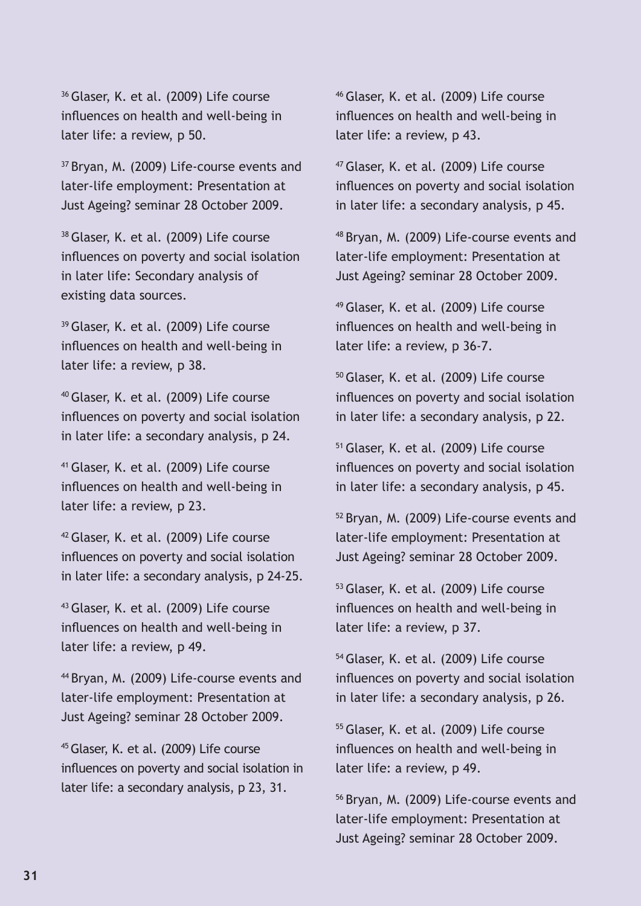[36] Glaser, K. et al. (2009) Life course influences on health and well-being in later life: a review, p 50.

[37] Bryan, M. (2009) Life-course events and later-life employment: Presentation at Just Ageing? seminar 28 October 2009.

[38] Glaser, K. et al. (2009) Life course influences on poverty and social isolation in later life: Secondary analysis of existing data sources.

[39] Glaser, K. et al. (2009) Life course influences on health and well-being in later life: a review, p 38.

[40] Glaser, K. et al. (2009) Life course influences on poverty and social isolation in later life: a secondary analysis, p 24.

[41] Glaser, K. et al. (2009) Life course influences on health and well-being in later life: a review, p 23.

[42] Glaser, K. et al. (2009) Life course influences on poverty and social isolation in later life: a secondary analysis, p 24-25.

[43] Glaser, K. et al. (2009) Life course influences on health and well-being in later life: a review, p 49.

[44] Bryan, M. (2009) Life-course events and later-life employment: Presentation at Just Ageing? seminar 28 October 2009.

[45] Glaser, K. et al. (2009) Life course influences on poverty and social isolation in later life: a secondary analysis, p 23, 31.

[46] Glaser, K. et al. (2009) Life course influences on health and well-being in later life: a review, p 43.

[47] Glaser, K. et al. (2009) Life course influences on poverty and social isolation in later life: a secondary analysis, p 45.

[48] Bryan, M. (2009) Life-course events and later-life employment: Presentation at Just Ageing? seminar 28 October 2009.

[49] Glaser, K. et al. (2009) Life course influences on health and well-being in later life: a review, p 36-7.

[50] Glaser, K. et al. (2009) Life course influences on poverty and social isolation in later life: a secondary analysis, p 22.

[51] Glaser, K. et al. (2009) Life course influences on poverty and social isolation in later life: a secondary analysis, p 45.

[52] Bryan, M. (2009) Life-course events and later-life employment: Presentation at Just Ageing? seminar 28 October 2009.

[53] Glaser, K. et al. (2009) Life course influences on health and well-being in later life: a review, p 37.

[54] Glaser, K. et al. (2009) Life course influences on poverty and social isolation in later life: a secondary analysis, p 26.

[55] Glaser, K. et al. (2009) Life course influences on health and well-being in later life: a review, p 49.

[56] Bryan, M. (2009) Life-course events and later-life employment: Presentation at Just Ageing? seminar 28 October 2009.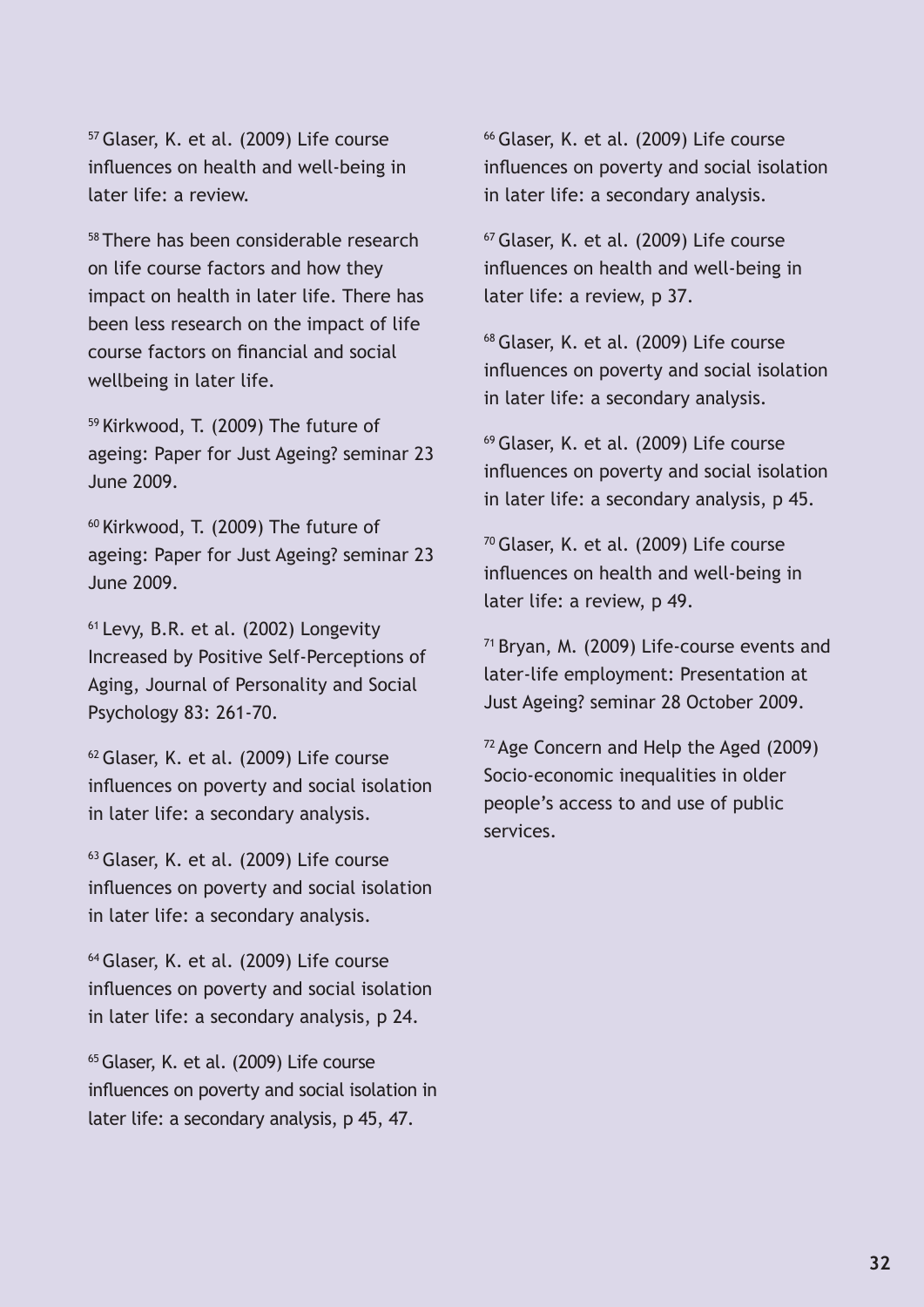[57] Glaser, K. et al. (2009) Life course influences on health and well-being in later life: a review.

[58] There has been considerable research on life course factors and how they impact on health in later life. There has been less research on the impact of life course factors on financial and social wellbeing in later life.

[59] Kirkwood, T. (2009) The future of ageing: Paper for Just Ageing? seminar 23 June 2009.

[60] Kirkwood, T. (2009) The future of ageing: Paper for Just Ageing? seminar 23 June 2009.

[61] Levy, B.R. et al. (2002) Longevity Increased by Positive Self-Perceptions of Aging, Journal of Personality and Social Psychology 83: 261-70.

[62] Glaser, K. et al. (2009) Life course influences on poverty and social isolation in later life: a secondary analysis.

[63] Glaser, K. et al. (2009) Life course influences on poverty and social isolation in later life: a secondary analysis.

[64] Glaser, K. et al. (2009) Life course influences on poverty and social isolation in later life: a secondary analysis, p 24.

[65] Glaser, K. et al. (2009) Life course influences on poverty and social isolation in later life: a secondary analysis, p 45, 47.

[66] Glaser, K. et al. (2009) Life course influences on poverty and social isolation in later life: a secondary analysis.

[67] Glaser, K. et al. (2009) Life course influences on health and well-being in later life: a review, p 37.

[68] Glaser, K. et al. (2009) Life course influences on poverty and social isolation in later life: a secondary analysis.

[69] Glaser, K. et al. (2009) Life course influences on poverty and social isolation in later life: a secondary analysis, p 45.

[70] Glaser, K. et al. (2009) Life course influences on health and well-being in later life: a review, p 49.

[71] Bryan, M. (2009) Life-course events and later-life employment: Presentation at Just Ageing? seminar 28 October 2009.

[72] Age Concern and Help the Aged (2009) Socio-economic inequalities in older people's access to and use of public services.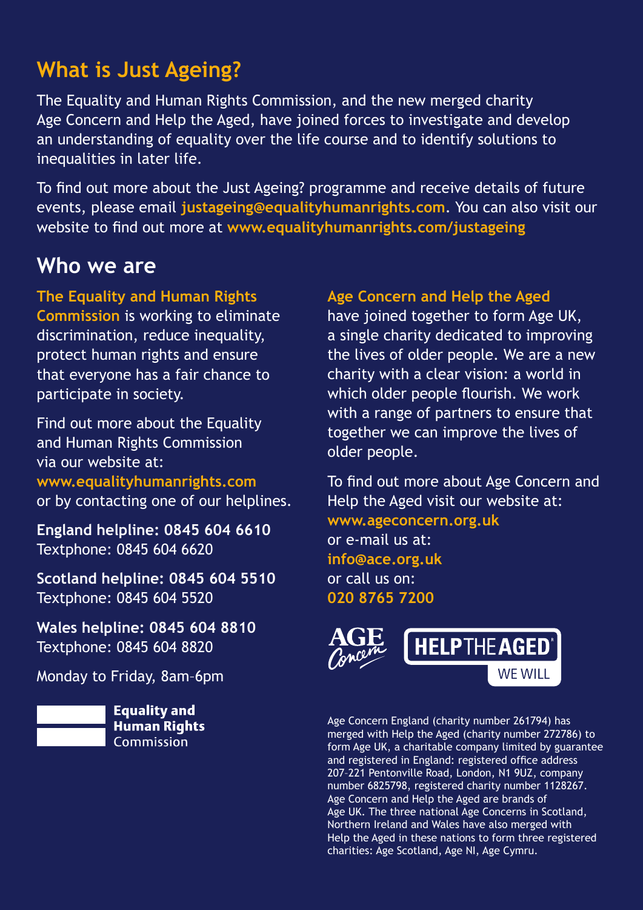## What is Just Ageing?

The Equality and Human Rights Commission, and the new merged charity Age Concern and Help the Aged, have joined forces to investigate and develop an understanding of equality over the life course and to identify solutions to inequalities in later life.

To find out more about the Just Ageing? programme and receive details of future events, please email **justageing@equalityhumanrights.com**. You can also visit our website to find out more at **www.equalityhumanrights.com/justageing**

## Who we are

**The Equality and Human Rights Commission** is working to eliminate discrimination, reduce inequality, protect human rights and ensure that everyone has a fair chance to participate in society.

Find out more about the Equality and Human Rights Commission via our website at:
**www.equalityhumanrights.com**
or by contacting one of our helplines.

**England helpline: 0845 604 6610**
Textphone: 0845 604 6620

**Scotland helpline: 0845 604 5510**
Textphone: 0845 604 5520

**Wales helpline: 0845 604 8810**
Textphone: 0845 604 8820

Monday to Friday, 8am–6pm

**Equality and Human Rights** Commission

**Age Concern and Help the Aged** have joined together to form Age UK, a single charity dedicated to improving the lives of older people. We are a new charity with a clear vision: a world in which older people flourish. We work with a range of partners to ensure that together we can improve the lives of older people.

To find out more about Age Concern and Help the Aged visit our website at:
**www.ageconcern.org.uk**
or e-mail us at:
**info@ace.org.uk**
or call us on:
**020 8765 7200**

AGE Concern

HELP THE AGED WE WILL

Age Concern England (charity number 261794) has merged with Help the Aged (charity number 272786) to form Age UK, a charitable company limited by guarantee and registered in England: registered office address 207–221 Pentonville Road, London, N1 9UZ, company number 6825798, registered charity number 1128267. Age Concern and Help the Aged are brands of Age UK. The three national Age Concerns in Scotland, Northern Ireland and Wales have also merged with Help the Aged in these nations to form three registered charities: Age Scotland, Age NI, Age Cymru.